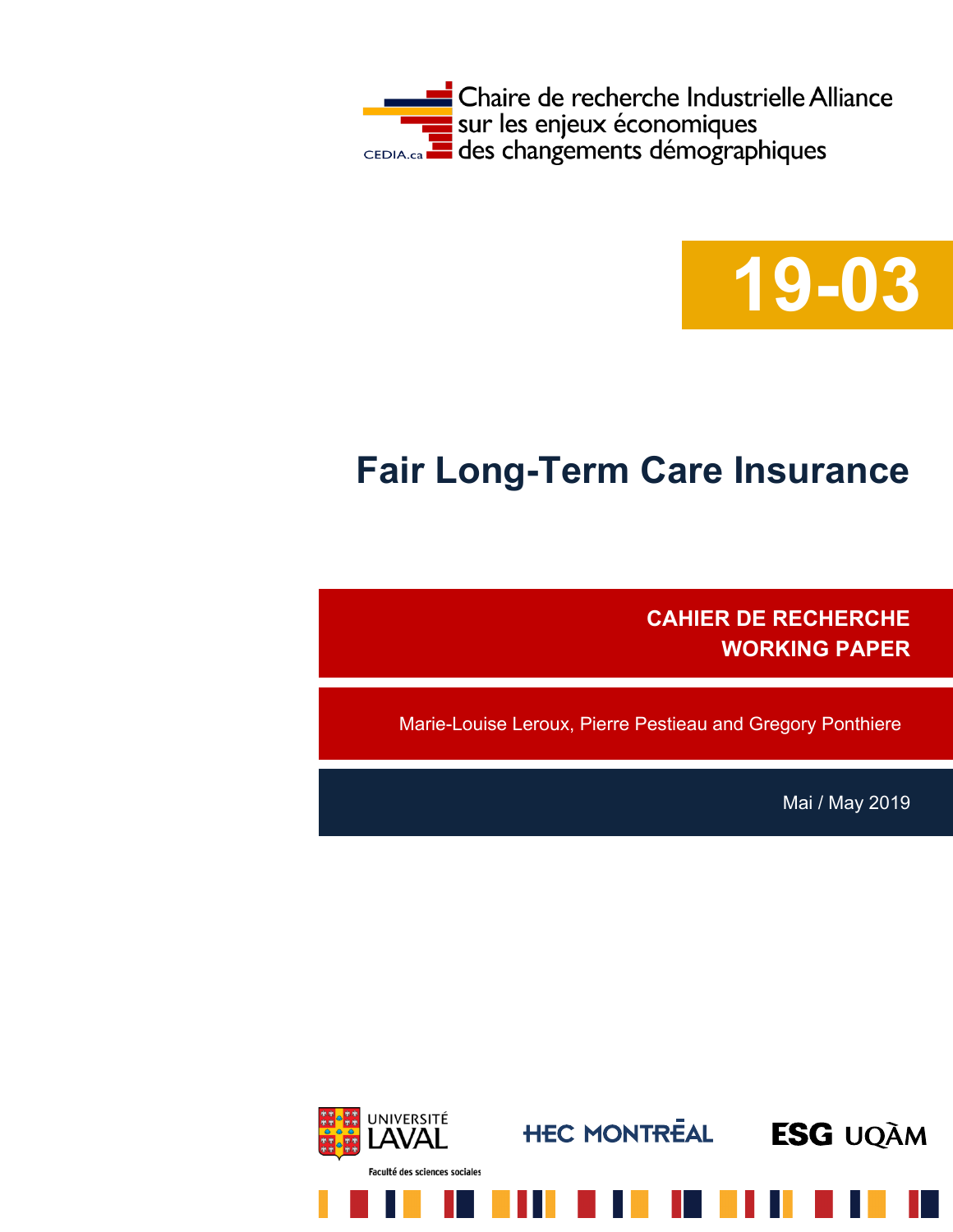Chaire de recherche Industrielle Alliance
sur les enjeux économiques
des changements démographiques

CEDIA.ca

**19-03**

# Fair Long-Term Care Insurance

**CAHIER DE RECHERCHE**
**WORKING PAPER**

Marie-Louise Leroux, Pierre Pestieau and Gregory Ponthiere

Mai / May 2019

UNIVERSITÉ LAVAL
Faculté des sciences sociales

HEC MONTRÉAL

ESG UQÀM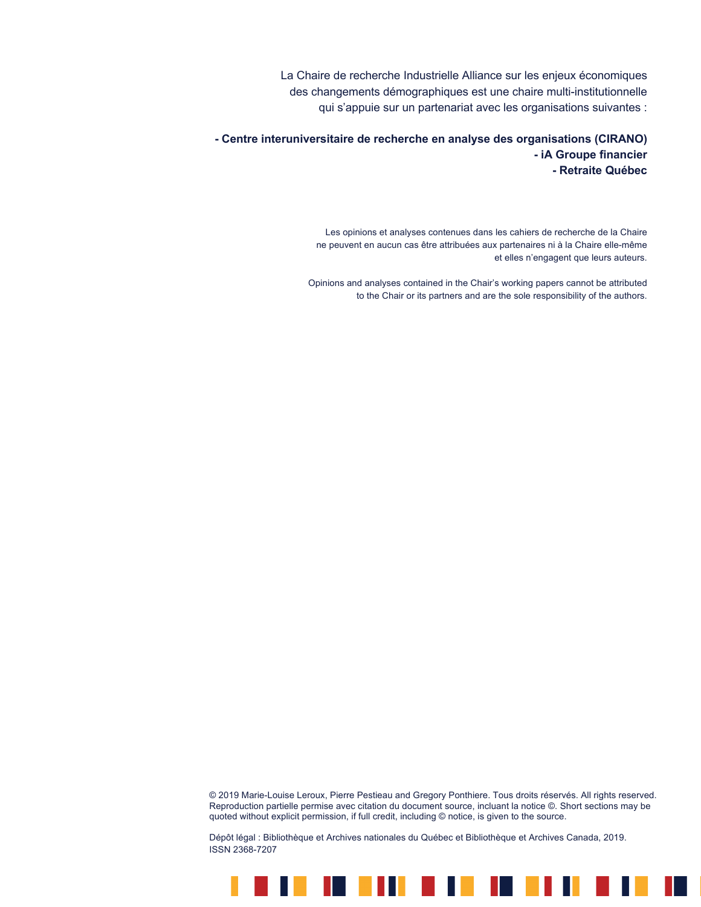La Chaire de recherche Industrielle Alliance sur les enjeux économiques des changements démographiques est une chaire multi-institutionnelle qui s'appuie sur un partenariat avec les organisations suivantes :

**- Centre interuniversitaire de recherche en analyse des organisations (CIRANO)**
**- iA Groupe financier**
**- Retraite Québec**

Les opinions et analyses contenues dans les cahiers de recherche de la Chaire ne peuvent en aucun cas être attribuées aux partenaires ni à la Chaire elle-même et elles n'engagent que leurs auteurs.

Opinions and analyses contained in the Chair's working papers cannot be attributed to the Chair or its partners and are the sole responsibility of the authors.

© 2019 Marie-Louise Leroux, Pierre Pestieau and Gregory Ponthiere. Tous droits réservés. All rights reserved. Reproduction partielle permise avec citation du document source, incluant la notice ©. Short sections may be quoted without explicit permission, if full credit, including © notice, is given to the source.

Dépôt légal : Bibliothèque et Archives nationales du Québec et Bibliothèque et Archives Canada, 2019.
ISSN 2368-7207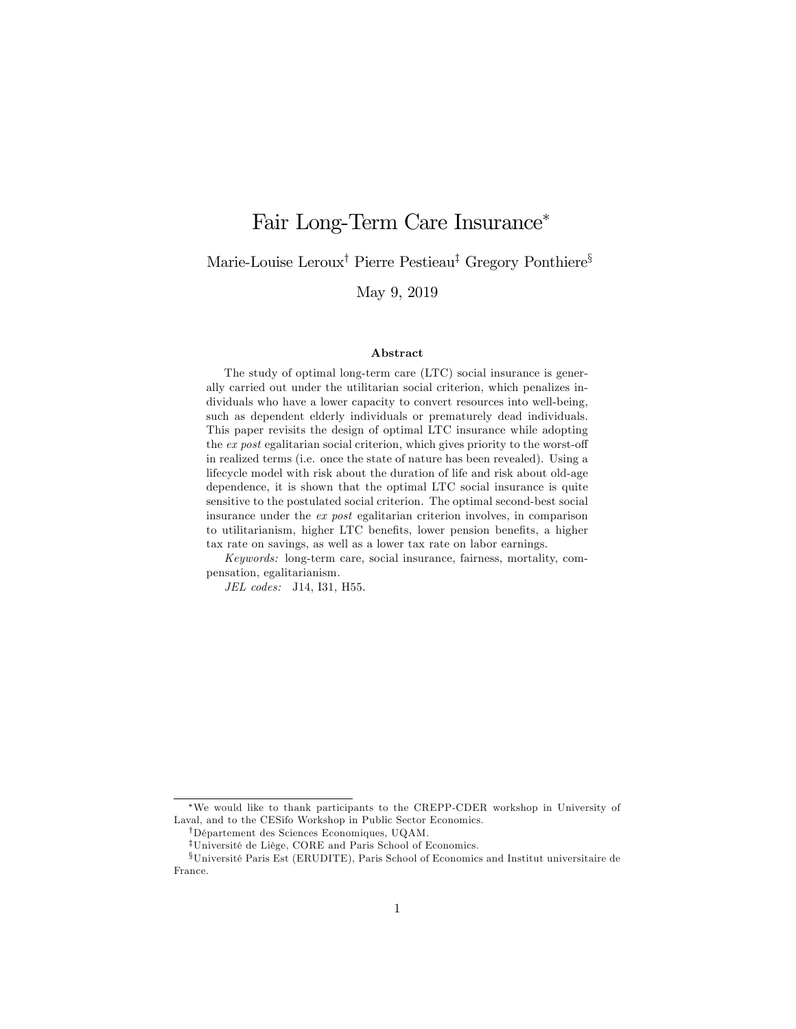# Fair Long-Term Care Insurance*

Marie-Louise Leroux[†] Pierre Pestieau[‡] Gregory Ponthiere[§]

May 9, 2019

### Abstract

The study of optimal long-term care (LTC) social insurance is generally carried out under the utilitarian social criterion, which penalizes individuals who have a lower capacity to convert resources into well-being, such as dependent elderly individuals or prematurely dead individuals. This paper revisits the design of optimal LTC insurance while adopting the *ex post* egalitarian social criterion, which gives priority to the worst-off in realized terms (i.e. once the state of nature has been revealed). Using a lifecycle model with risk about the duration of life and risk about old-age dependence, it is shown that the optimal LTC social insurance is quite sensitive to the postulated social criterion. The optimal second-best social insurance under the *ex post* egalitarian criterion involves, in comparison to utilitarianism, higher LTC benefits, lower pension benefits, a higher tax rate on savings, as well as a lower tax rate on labor earnings.

*Keywords:* long-term care, social insurance, fairness, mortality, compensation, egalitarianism.

*JEL codes:* J14, I31, H55.

---

*We would like to thank participants to the CREPP-CDER workshop in University of Laval, and to the CESifo Workshop in Public Sector Economics.

[†]Département des Sciences Economiques, UQAM.

[‡]Université de Liège, CORE and Paris School of Economics.

[§]Université Paris Est (ERUDITE), Paris School of Economics and Institut universitaire de France.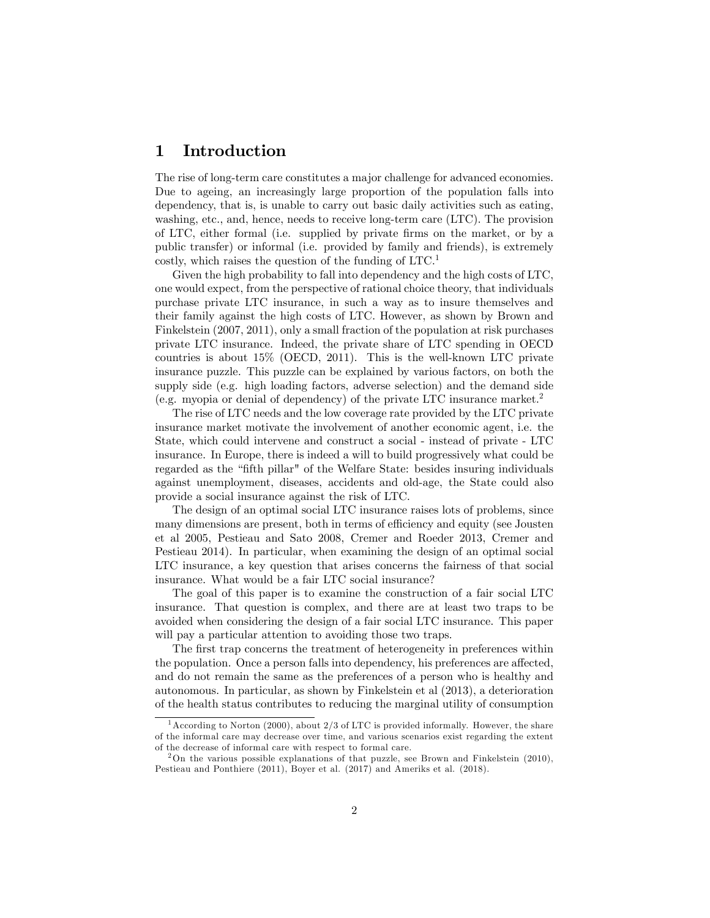# 1 Introduction

The rise of long-term care constitutes a major challenge for advanced economies. Due to ageing, an increasingly large proportion of the population falls into dependency, that is, is unable to carry out basic daily activities such as eating, washing, etc., and, hence, needs to receive long-term care (LTC). The provision of LTC, either formal (i.e. supplied by private firms on the market, or by a public transfer) or informal (i.e. provided by family and friends), is extremely costly, which raises the question of the funding of LTC.[1]

Given the high probability to fall into dependency and the high costs of LTC, one would expect, from the perspective of rational choice theory, that individuals purchase private LTC insurance, in such a way as to insure themselves and their family against the high costs of LTC. However, as shown by Brown and Finkelstein (2007, 2011), only a small fraction of the population at risk purchases private LTC insurance. Indeed, the private share of LTC spending in OECD countries is about 15% (OECD, 2011). This is the well-known LTC private insurance puzzle. This puzzle can be explained by various factors, on both the supply side (e.g. high loading factors, adverse selection) and the demand side (e.g. myopia or denial of dependency) of the private LTC insurance market.[2]

The rise of LTC needs and the low coverage rate provided by the LTC private insurance market motivate the involvement of another economic agent, i.e. the State, which could intervene and construct a social - instead of private - LTC insurance. In Europe, there is indeed a will to build progressively what could be regarded as the "fifth pillar" of the Welfare State: besides insuring individuals against unemployment, diseases, accidents and old-age, the State could also provide a social insurance against the risk of LTC.

The design of an optimal social LTC insurance raises lots of problems, since many dimensions are present, both in terms of efficiency and equity (see Jousten et al 2005, Pestieau and Sato 2008, Cremer and Roeder 2013, Cremer and Pestieau 2014). In particular, when examining the design of an optimal social LTC insurance, a key question that arises concerns the fairness of that social insurance. What would be a fair LTC social insurance?

The goal of this paper is to examine the construction of a fair social LTC insurance. That question is complex, and there are at least two traps to be avoided when considering the design of a fair social LTC insurance. This paper will pay a particular attention to avoiding those two traps.

The first trap concerns the treatment of heterogeneity in preferences within the population. Once a person falls into dependency, his preferences are affected, and do not remain the same as the preferences of a person who is healthy and autonomous. In particular, as shown by Finkelstein et al (2013), a deterioration of the health status contributes to reducing the marginal utility of consumption

[1] According to Norton (2000), about 2/3 of LTC is provided informally. However, the share of the informal care may decrease over time, and various scenarios exist regarding the extent of the decrease of informal care with respect to formal care.

[2] On the various possible explanations of that puzzle, see Brown and Finkelstein (2010), Pestieau and Ponthiere (2011), Boyer et al. (2017) and Ameriks et al. (2018).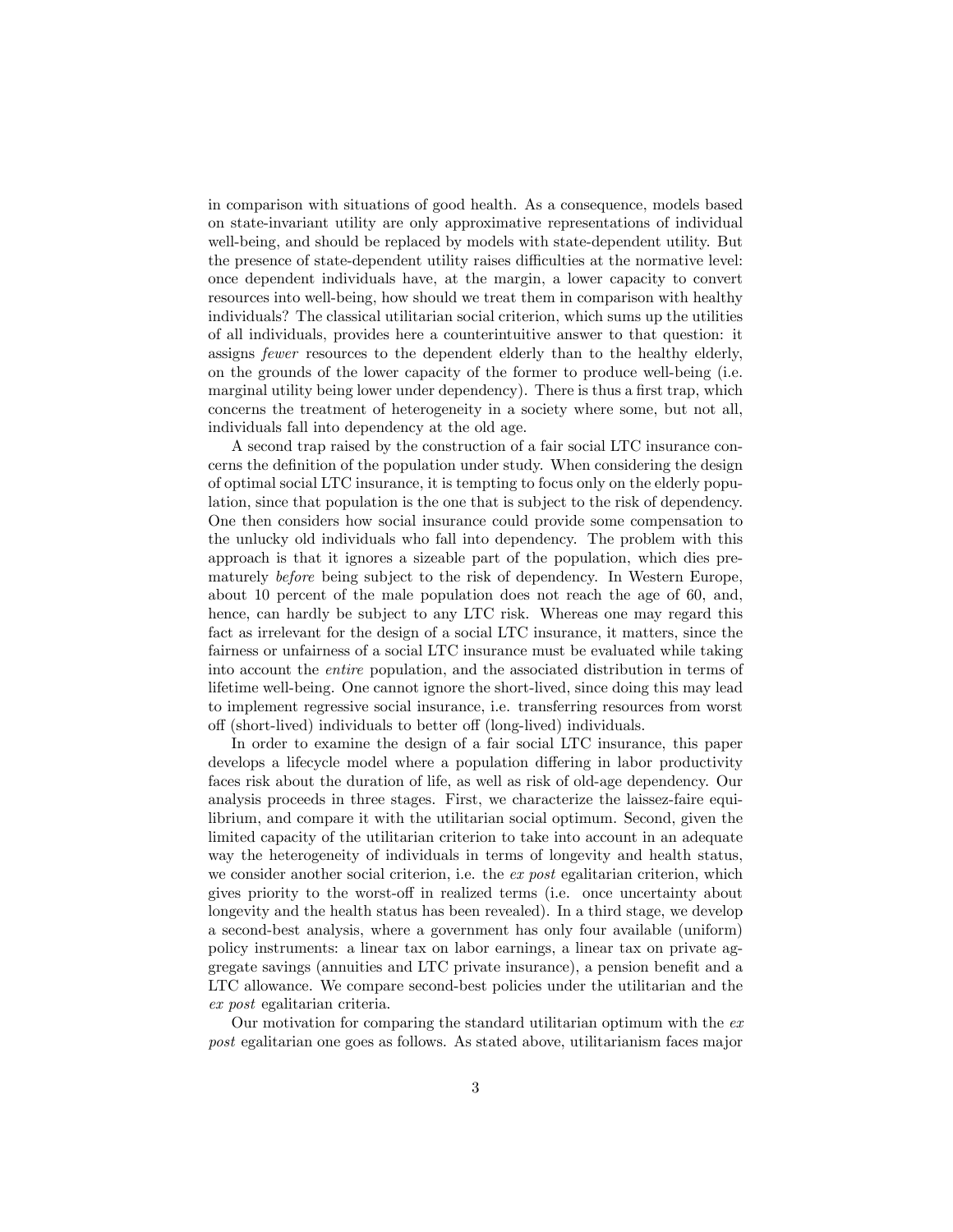in comparison with situations of good health. As a consequence, models based on state-invariant utility are only approximative representations of individual well-being, and should be replaced by models with state-dependent utility. But the presence of state-dependent utility raises difficulties at the normative level: once dependent individuals have, at the margin, a lower capacity to convert resources into well-being, how should we treat them in comparison with healthy individuals? The classical utilitarian social criterion, which sums up the utilities of all individuals, provides here a counterintuitive answer to that question: it assigns *fewer* resources to the dependent elderly than to the healthy elderly, on the grounds of the lower capacity of the former to produce well-being (i.e. marginal utility being lower under dependency). There is thus a first trap, which concerns the treatment of heterogeneity in a society where some, but not all, individuals fall into dependency at the old age.

A second trap raised by the construction of a fair social LTC insurance concerns the definition of the population under study. When considering the design of optimal social LTC insurance, it is tempting to focus only on the elderly population, since that population is the one that is subject to the risk of dependency. One then considers how social insurance could provide some compensation to the unlucky old individuals who fall into dependency. The problem with this approach is that it ignores a sizeable part of the population, which dies prematurely *before* being subject to the risk of dependency. In Western Europe, about 10 percent of the male population does not reach the age of 60, and, hence, can hardly be subject to any LTC risk. Whereas one may regard this fact as irrelevant for the design of a social LTC insurance, it matters, since the fairness or unfairness of a social LTC insurance must be evaluated while taking into account the *entire* population, and the associated distribution in terms of lifetime well-being. One cannot ignore the short-lived, since doing this may lead to implement regressive social insurance, i.e. transferring resources from worst off (short-lived) individuals to better off (long-lived) individuals.

In order to examine the design of a fair social LTC insurance, this paper develops a lifecycle model where a population differing in labor productivity faces risk about the duration of life, as well as risk of old-age dependency. Our analysis proceeds in three stages. First, we characterize the laissez-faire equilibrium, and compare it with the utilitarian social optimum. Second, given the limited capacity of the utilitarian criterion to take into account in an adequate way the heterogeneity of individuals in terms of longevity and health status, we consider another social criterion, i.e. the *ex post* egalitarian criterion, which gives priority to the worst-off in realized terms (i.e. once uncertainty about longevity and the health status has been revealed). In a third stage, we develop a second-best analysis, where a government has only four available (uniform) policy instruments: a linear tax on labor earnings, a linear tax on private aggregate savings (annuities and LTC private insurance), a pension benefit and a LTC allowance. We compare second-best policies under the utilitarian and the *ex post* egalitarian criteria.

Our motivation for comparing the standard utilitarian optimum with the *ex post* egalitarian one goes as follows. As stated above, utilitarianism faces major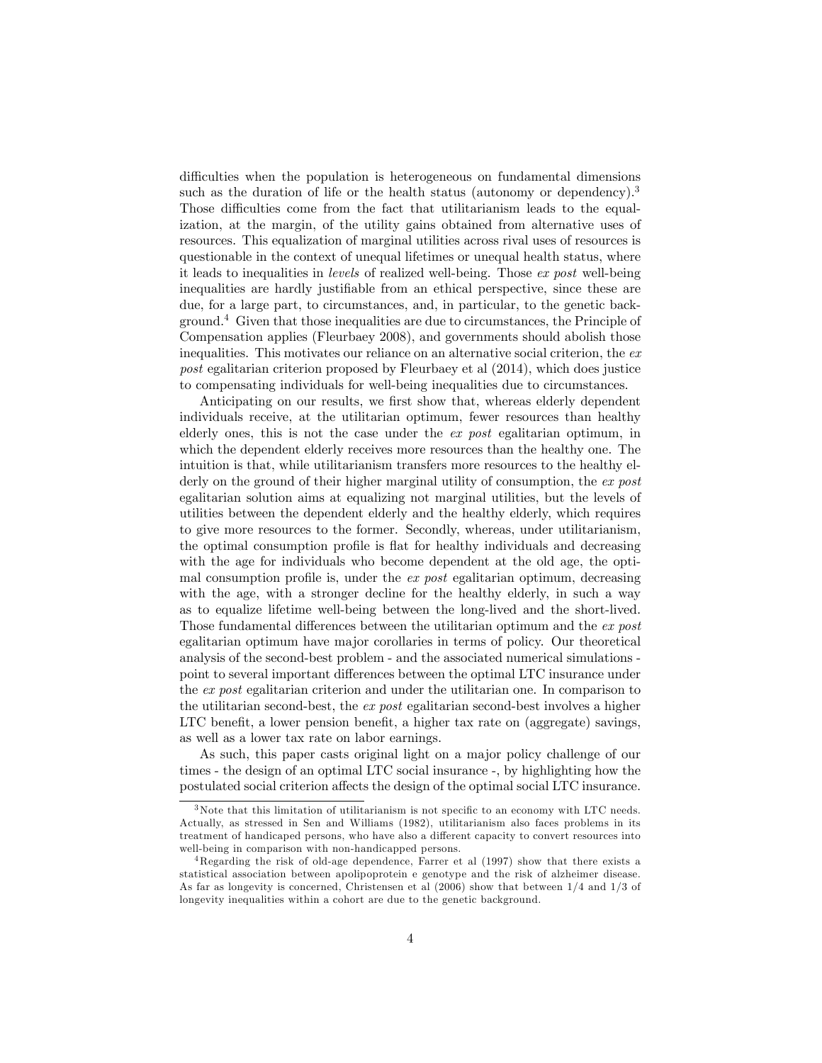difficulties when the population is heterogeneous on fundamental dimensions such as the duration of life or the health status (autonomy or dependency).[3] Those difficulties come from the fact that utilitarianism leads to the equalization, at the margin, of the utility gains obtained from alternative uses of resources. This equalization of marginal utilities across rival uses of resources is questionable in the context of unequal lifetimes or unequal health status, where it leads to inequalities in *levels* of realized well-being. Those *ex post* well-being inequalities are hardly justifiable from an ethical perspective, since these are due, for a large part, to circumstances, and, in particular, to the genetic background.[4] Given that those inequalities are due to circumstances, the Principle of Compensation applies (Fleurbaey 2008), and governments should abolish those inequalities. This motivates our reliance on an alternative social criterion, the *ex post* egalitarian criterion proposed by Fleurbaey et al (2014), which does justice to compensating individuals for well-being inequalities due to circumstances.

Anticipating on our results, we first show that, whereas elderly dependent individuals receive, at the utilitarian optimum, fewer resources than healthy elderly ones, this is not the case under the *ex post* egalitarian optimum, in which the dependent elderly receives more resources than the healthy one. The intuition is that, while utilitarianism transfers more resources to the healthy elderly on the ground of their higher marginal utility of consumption, the *ex post* egalitarian solution aims at equalizing not marginal utilities, but the levels of utilities between the dependent elderly and the healthy elderly, which requires to give more resources to the former. Secondly, whereas, under utilitarianism, the optimal consumption profile is flat for healthy individuals and decreasing with the age for individuals who become dependent at the old age, the optimal consumption profile is, under the *ex post* egalitarian optimum, decreasing with the age, with a stronger decline for the healthy elderly, in such a way as to equalize lifetime well-being between the long-lived and the short-lived. Those fundamental differences between the utilitarian optimum and the *ex post* egalitarian optimum have major corollaries in terms of policy. Our theoretical analysis of the second-best problem - and the associated numerical simulations - point to several important differences between the optimal LTC insurance under the *ex post* egalitarian criterion and under the utilitarian one. In comparison to the utilitarian second-best, the *ex post* egalitarian second-best involves a higher LTC benefit, a lower pension benefit, a higher tax rate on (aggregate) savings, as well as a lower tax rate on labor earnings.

As such, this paper casts original light on a major policy challenge of our times - the design of an optimal LTC social insurance -, by highlighting how the postulated social criterion affects the design of the optimal social LTC insurance.

---

[3] Note that this limitation of utilitarianism is not specific to an economy with LTC needs. Actually, as stressed in Sen and Williams (1982), utilitarianism also faces problems in its treatment of handicaped persons, who have also a different capacity to convert resources into well-being in comparison with non-handicapped persons.

[4] Regarding the risk of old-age dependence, Farrer et al (1997) show that there exists a statistical association between apolipoprotein e genotype and the risk of alzheimer disease. As far as longevity is concerned, Christensen et al (2006) show that between 1/4 and 1/3 of longevity inequalities within a cohort are due to the genetic background.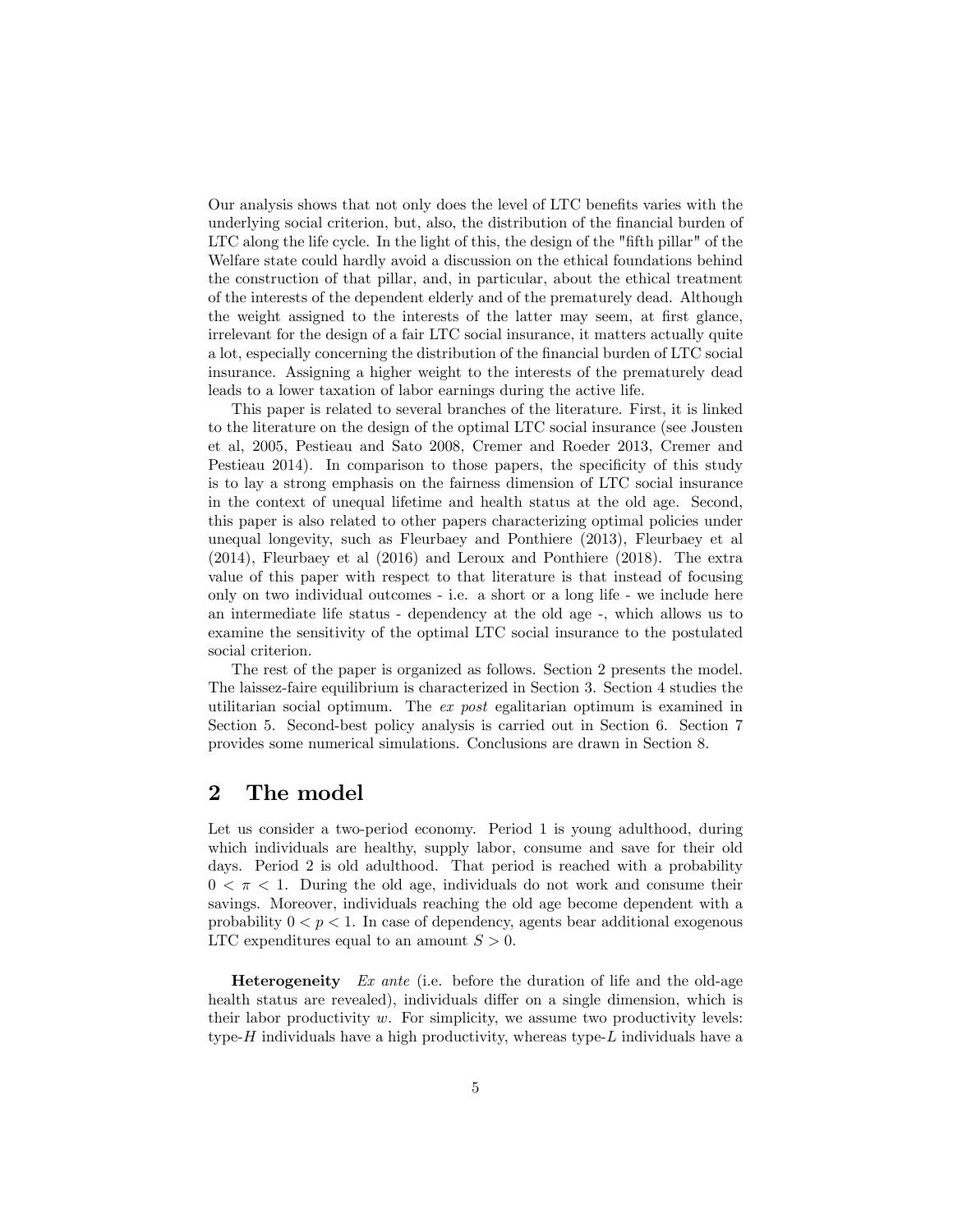Our analysis shows that not only does the level of LTC benefits varies with the underlying social criterion, but, also, the distribution of the financial burden of LTC along the life cycle. In the light of this, the design of the "fifth pillar" of the Welfare state could hardly avoid a discussion on the ethical foundations behind the construction of that pillar, and, in particular, about the ethical treatment of the interests of the dependent elderly and of the prematurely dead. Although the weight assigned to the interests of the latter may seem, at first glance, irrelevant for the design of a fair LTC social insurance, it matters actually quite a lot, especially concerning the distribution of the financial burden of LTC social insurance. Assigning a higher weight to the interests of the prematurely dead leads to a lower taxation of labor earnings during the active life.

This paper is related to several branches of the literature. First, it is linked to the literature on the design of the optimal LTC social insurance (see Jousten et al, 2005, Pestieau and Sato 2008, Cremer and Roeder 2013, Cremer and Pestieau 2014). In comparison to those papers, the specificity of this study is to lay a strong emphasis on the fairness dimension of LTC social insurance in the context of unequal lifetime and health status at the old age. Second, this paper is also related to other papers characterizing optimal policies under unequal longevity, such as Fleurbaey and Ponthiere (2013), Fleurbaey et al (2014), Fleurbaey et al (2016) and Leroux and Ponthiere (2018). The extra value of this paper with respect to that literature is that instead of focusing only on two individual outcomes - i.e. a short or a long life - we include here an intermediate life status - dependency at the old age -, which allows us to examine the sensitivity of the optimal LTC social insurance to the postulated social criterion.

The rest of the paper is organized as follows. Section 2 presents the model. The laissez-faire equilibrium is characterized in Section 3. Section 4 studies the utilitarian social optimum. The *ex post* egalitarian optimum is examined in Section 5. Second-best policy analysis is carried out in Section 6. Section 7 provides some numerical simulations. Conclusions are drawn in Section 8.

## 2 The model

Let us consider a two-period economy. Period 1 is young adulthood, during which individuals are healthy, supply labor, consume and save for their old days. Period 2 is old adulthood. That period is reached with a probability $0 < \pi < 1$. During the old age, individuals do not work and consume their savings. Moreover, individuals reaching the old age become dependent with a probability $0 < p < 1$. In case of dependency, agents bear additional exogenous LTC expenditures equal to an amount $S > 0$.

**Heterogeneity** *Ex ante* (i.e. before the duration of life and the old-age health status are revealed), individuals differ on a single dimension, which is their labor productivity $w$. For simplicity, we assume two productivity levels: type-$H$ individuals have a high productivity, whereas type-$L$ individuals have a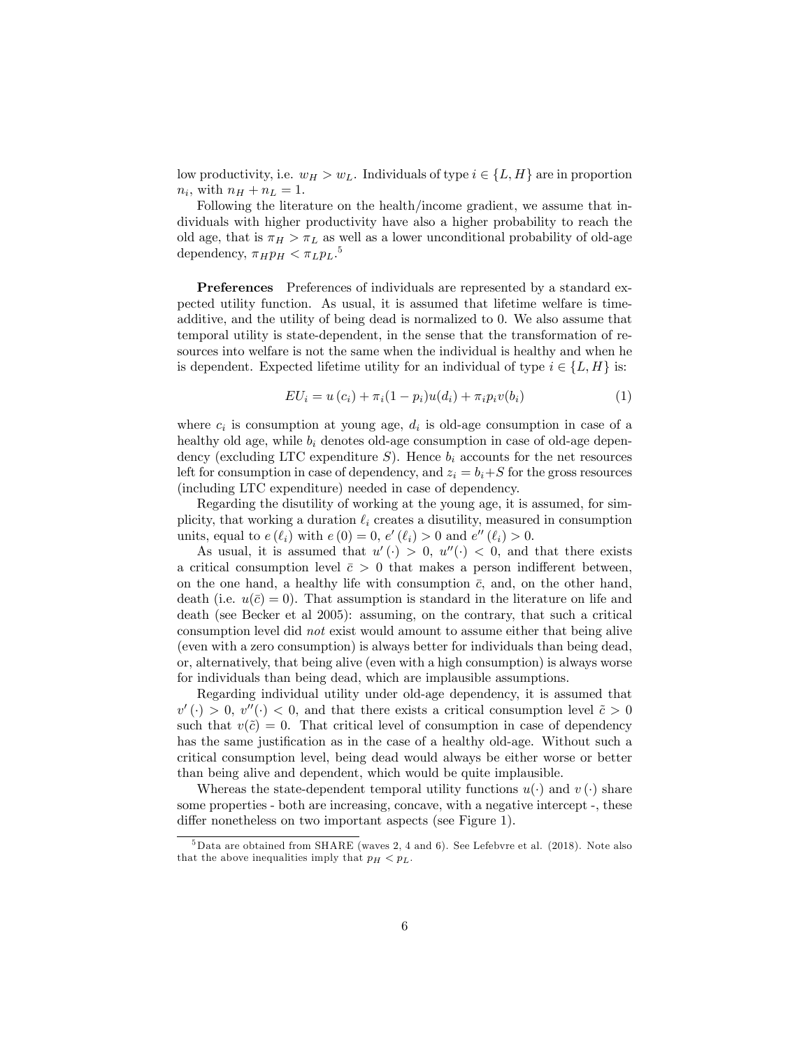low productivity, i.e. $w_H > w_L$. Individuals of type $i \in \{L, H\}$ are in proportion $n_i$, with $n_H + n_L = 1$.

Following the literature on the health/income gradient, we assume that individuals with higher productivity have also a higher probability to reach the old age, that is $\pi_H > \pi_L$ as well as a lower unconditional probability of old-age dependency, $\pi_H p_H < \pi_L p_L$.[5]

**Preferences** Preferences of individuals are represented by a standard expected utility function. As usual, it is assumed that lifetime welfare is time-additive, and the utility of being dead is normalized to 0. We also assume that temporal utility is state-dependent, in the sense that the transformation of resources into welfare is not the same when the individual is healthy and when he is dependent. Expected lifetime utility for an individual of type $i \in \{L, H\}$ is:

$$EU_i = u(c_i) + \pi_i(1 - p_i)u(d_i) + \pi_i p_i v(b_i) \tag{1}$$

where $c_i$ is consumption at young age, $d_i$ is old-age consumption in case of a healthy old age, while $b_i$ denotes old-age consumption in case of old-age dependency (excluding LTC expenditure $S$). Hence $b_i$ accounts for the net resources left for consumption in case of dependency, and $z_i = b_i + S$ for the gross resources (including LTC expenditure) needed in case of dependency.

Regarding the disutility of working at the young age, it is assumed, for simplicity, that working a duration $\ell_i$ creates a disutility, measured in consumption units, equal to $e(\ell_i)$ with $e(0) = 0$, $e'(\ell_i) > 0$ and $e''(\ell_i) > 0$.

As usual, it is assumed that $u'(\cdot) > 0$, $u''(\cdot) < 0$, and that there exists a critical consumption level $\bar{c} > 0$ that makes a person indifferent between, on the one hand, a healthy life with consumption $\bar{c}$, and, on the other hand, death (i.e. $u(\bar{c}) = 0$). That assumption is standard in the literature on life and death (see Becker et al 2005): assuming, on the contrary, that such a critical consumption level did *not* exist would amount to assume either that being alive (even with a zero consumption) is always better for individuals than being dead, or, alternatively, that being alive (even with a high consumption) is always worse for individuals than being dead, which are implausible assumptions.

Regarding individual utility under old-age dependency, it is assumed that $v'(\cdot) > 0$, $v''(\cdot) < 0$, and that there exists a critical consumption level $\tilde{c} > 0$ such that $v(\tilde{c}) = 0$. That critical level of consumption in case of dependency has the same justification as in the case of a healthy old-age. Without such a critical consumption level, being dead would always be either worse or better than being alive and dependent, which would be quite implausible.

Whereas the state-dependent temporal utility functions $u(\cdot)$ and $v(\cdot)$ share some properties - both are increasing, concave, with a negative intercept -, these differ nonetheless on two important aspects (see Figure 1).

---

[5] Data are obtained from SHARE (waves 2, 4 and 6). See Lefebvre et al. (2018). Note also that the above inequalities imply that $p_H < p_L$.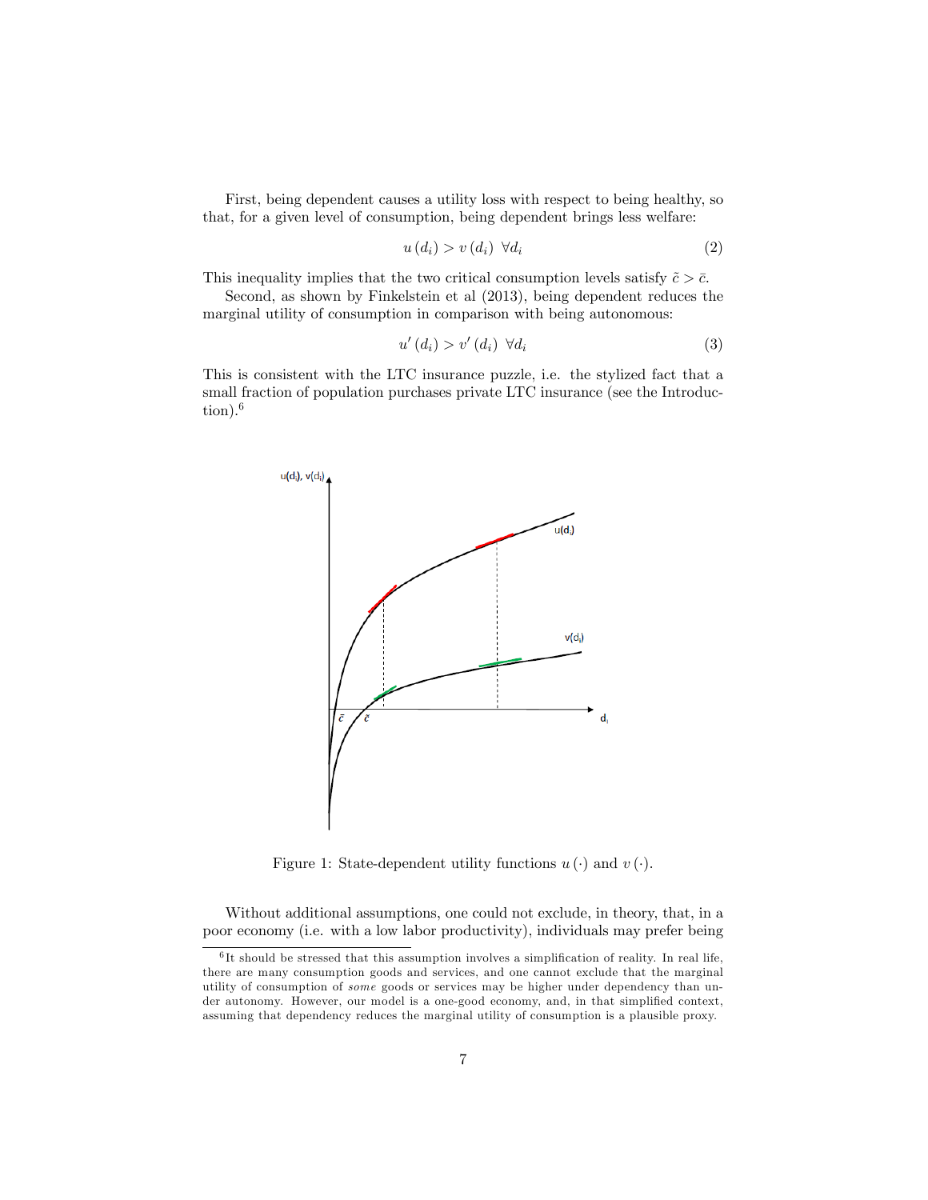First, being dependent causes a utility loss with respect to being healthy, so that, for a given level of consumption, being dependent brings less welfare:

$$u(d_i) > v(d_i) \;\; \forall d_i \tag{2}$$

This inequality implies that the two critical consumption levels satisfy $\tilde{c} > \bar{c}$.

Second, as shown by Finkelstein et al (2013), being dependent reduces the marginal utility of consumption in comparison with being autonomous:

$$u'(d_i) > v'(d_i) \;\; \forall d_i \tag{3}$$

This is consistent with the LTC insurance puzzle, i.e. the stylized fact that a small fraction of population purchases private LTC insurance (see the Introduction).[6]

Figure 1: State-dependent utility functions $u(\cdot)$ and $v(\cdot)$.

Without additional assumptions, one could not exclude, in theory, that, in a poor economy (i.e. with a low labor productivity), individuals may prefer being

[6] It should be stressed that this assumption involves a simplification of reality. In real life, there are many consumption goods and services, and one cannot exclude that the marginal utility of consumption of *some* goods or services may be higher under dependency than under autonomy. However, our model is a one-good economy, and, in that simplified context, assuming that dependency reduces the marginal utility of consumption is a plausible proxy.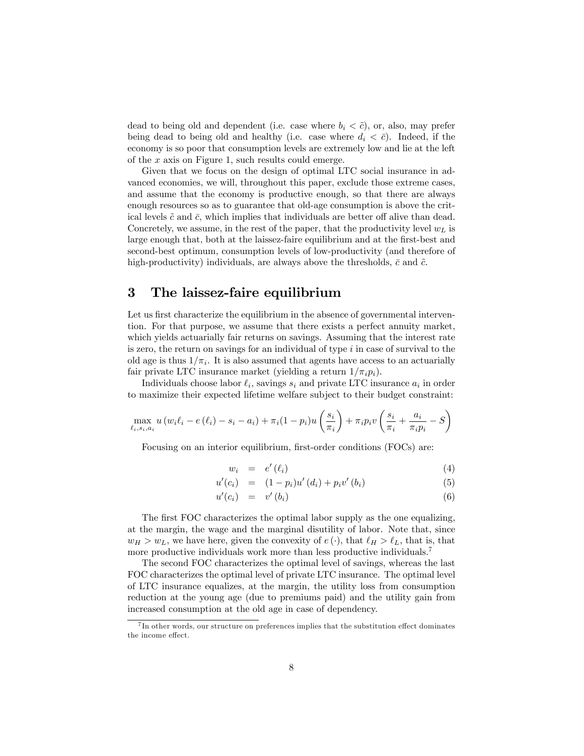dead to being old and dependent (i.e. case where $b_i < \tilde{c}$), or, also, may prefer being dead to being old and healthy (i.e. case where $d_i < \bar{c}$). Indeed, if the economy is so poor that consumption levels are extremely low and lie at the left of the $x$ axis on Figure 1, such results could emerge.

Given that we focus on the design of optimal LTC social insurance in advanced economies, we will, throughout this paper, exclude those extreme cases, and assume that the economy is productive enough, so that there are always enough resources so as to guarantee that old-age consumption is above the critical levels $\tilde{c}$ and $\bar{c}$, which implies that individuals are better off alive than dead. Concretely, we assume, in the rest of the paper, that the productivity level $w_L$ is large enough that, both at the laissez-faire equilibrium and at the first-best and second-best optimum, consumption levels of low-productivity (and therefore of high-productivity) individuals, are always above the thresholds, $\bar{c}$ and $\tilde{c}$.

# 3 The laissez-faire equilibrium

Let us first characterize the equilibrium in the absence of governmental intervention. For that purpose, we assume that there exists a perfect annuity market, which yields actuarially fair returns on savings. Assuming that the interest rate is zero, the return on savings for an individual of type $i$ in case of survival to the old age is thus $1/\pi_i$. It is also assumed that agents have access to an actuarially fair private LTC insurance market (yielding a return $1/\pi_i p_i$).

Individuals choose labor $\ell_i$, savings $s_i$ and private LTC insurance $a_i$ in order to maximize their expected lifetime welfare subject to their budget constraint:

$$\max_{\ell_i, s_i, a_i} u\left(w_i \ell_i - e\left(\ell_i\right) - s_i - a_i\right) + \pi_i(1-p_i)u\left(\frac{s_i}{\pi_i}\right) + \pi_i p_i v\left(\frac{s_i}{\pi_i} + \frac{a_i}{\pi_i p_i} - S\right)$$

Focusing on an interior equilibrium, first-order conditions (FOCs) are:

$$w_i = e'\left(\ell_i\right) \tag{4}$$

$$u'(c_i) = (1-p_i)u'\left(d_i\right) + p_i v'\left(b_i\right) \tag{5}$$

$$u'(c_i) = v'\left(b_i\right) \tag{6}$$

The first FOC characterizes the optimal labor supply as the one equalizing, at the margin, the wage and the marginal disutility of labor. Note that, since $w_H > w_L$, we have here, given the convexity of $e(\cdot)$, that $\ell_H > \ell_L$, that is, that more productive individuals work more than less productive individuals.[7]

The second FOC characterizes the optimal level of savings, whereas the last FOC characterizes the optimal level of private LTC insurance. The optimal level of LTC insurance equalizes, at the margin, the utility loss from consumption reduction at the young age (due to premiums paid) and the utility gain from increased consumption at the old age in case of dependency.

[7] In other words, our structure on preferences implies that the substitution effect dominates the income effect.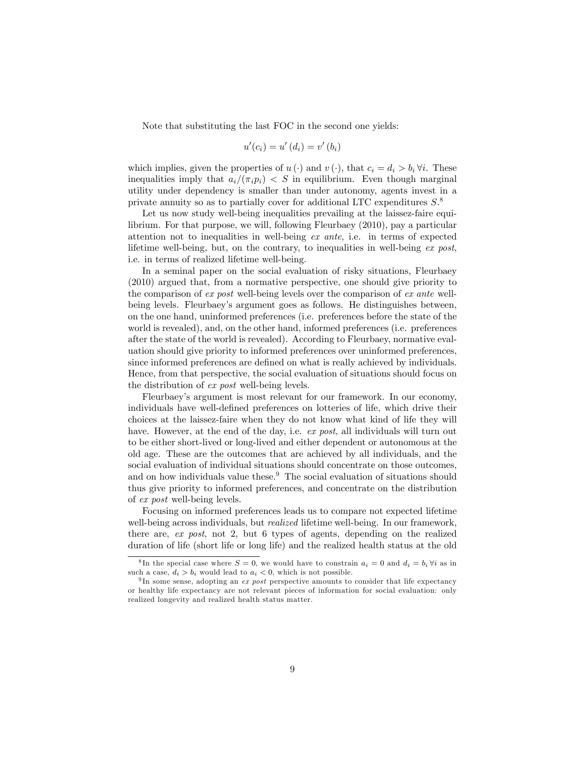Note that substituting the last FOC in the second one yields:

$$u'(c_i) = u'(d_i) = v'(b_i)$$

which implies, given the properties of $u(\cdot)$ and $v(\cdot)$, that $c_i = d_i > b_i \, \forall i$. These inequalities imply that $a_i/(\pi_i p_i) < S$ in equilibrium. Even though marginal utility under dependency is smaller than under autonomy, agents invest in a private annuity so as to partially cover for additional LTC expenditures $S$.[8]

Let us now study well-being inequalities prevailing at the laissez-faire equilibrium. For that purpose, we will, following Fleurbaey (2010), pay a particular attention not to inequalities in well-being *ex ante*, i.e. in terms of expected lifetime well-being, but, on the contrary, to inequalities in well-being *ex post*, i.e. in terms of realized lifetime well-being.

In a seminal paper on the social evaluation of risky situations, Fleurbaey (2010) argued that, from a normative perspective, one should give priority to the comparison of *ex post* well-being levels over the comparison of *ex ante* well-being levels. Fleurbaey's argument goes as follows. He distinguishes between, on the one hand, uninformed preferences (i.e. preferences before the state of the world is revealed), and, on the other hand, informed preferences (i.e. preferences after the state of the world is revealed). According to Fleurbaey, normative evaluation should give priority to informed preferences over uninformed preferences, since informed preferences are defined on what is really achieved by individuals. Hence, from that perspective, the social evaluation of situations should focus on the distribution of *ex post* well-being levels.

Fleurbaey's argument is most relevant for our framework. In our economy, individuals have well-defined preferences on lotteries of life, which drive their choices at the laissez-faire when they do not know what kind of life they will have. However, at the end of the day, i.e. *ex post*, all individuals will turn out to be either short-lived or long-lived and either dependent or autonomous at the old age. These are the outcomes that are achieved by all individuals, and the social evaluation of individual situations should concentrate on those outcomes, and on how individuals value these.[9] The social evaluation of situations should thus give priority to informed preferences, and concentrate on the distribution of *ex post* well-being levels.

Focusing on informed preferences leads us to compare not expected lifetime well-being across individuals, but *realized* lifetime well-being. In our framework, there are, *ex post*, not 2, but 6 types of agents, depending on the realized duration of life (short life or long life) and the realized health status at the old

---

[8] In the special case where $S = 0$, we would have to constrain $a_i = 0$ and $d_i = b_i \, \forall i$ as in such a case, $d_i > b_i$ would lead to $a_i < 0$, which is not possible.

[9] In some sense, adopting an *ex post* perspective amounts to consider that life expectancy or healthy life expectancy are not relevant pieces of information for social evaluation: only realized longevity and realized health status matter.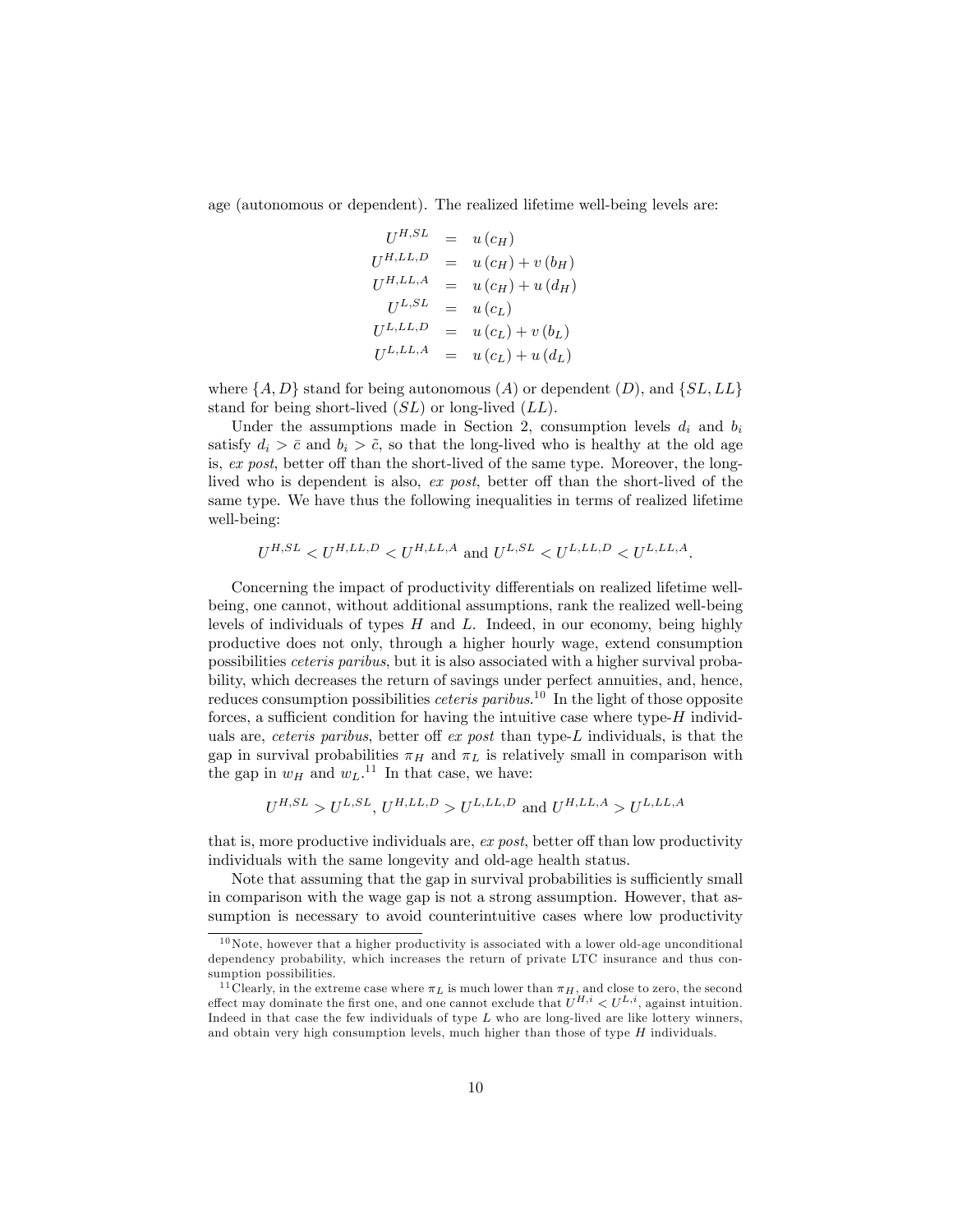age (autonomous or dependent). The realized lifetime well-being levels are:

$$
\begin{aligned}
U^{H,SL} &= u(c_H) \\
U^{H,LL,D} &= u(c_H) + v(b_H) \\
U^{H,LL,A} &= u(c_H) + u(d_H) \\
U^{L,SL} &= u(c_L) \\
U^{L,LL,D} &= u(c_L) + v(b_L) \\
U^{L,LL,A} &= u(c_L) + u(d_L)
\end{aligned}
$$

where $\{A, D\}$ stand for being autonomous ($A$) or dependent ($D$), and $\{SL, LL\}$ stand for being short-lived ($SL$) or long-lived ($LL$).

Under the assumptions made in Section 2, consumption levels $d_i$ and $b_i$ satisfy $d_i > \bar{c}$ and $b_i > \tilde{c}$, so that the long-lived who is healthy at the old age is, *ex post*, better off than the short-lived of the same type. Moreover, the long-lived who is dependent is also, *ex post*, better off than the short-lived of the same type. We have thus the following inequalities in terms of realized lifetime well-being:

$$U^{H,SL} < U^{H,LL,D} < U^{H,LL,A} \text{ and } U^{L,SL} < U^{L,LL,D} < U^{L,LL,A}.$$

Concerning the impact of productivity differentials on realized lifetime well-being, one cannot, without additional assumptions, rank the realized well-being levels of individuals of types $H$ and $L$. Indeed, in our economy, being highly productive does not only, through a higher hourly wage, extend consumption possibilities *ceteris paribus*, but it is also associated with a higher survival probability, which decreases the return of savings under perfect annuities, and, hence, reduces consumption possibilities *ceteris paribus*.[10] In the light of those opposite forces, a sufficient condition for having the intuitive case where type-$H$ individuals are, *ceteris paribus*, better off *ex post* than type-$L$ individuals, is that the gap in survival probabilities $\pi_H$ and $\pi_L$ is relatively small in comparison with the gap in $w_H$ and $w_L$.[11] In that case, we have:

$$U^{H,SL} > U^{L,SL},\ U^{H,LL,D} > U^{L,LL,D} \text{ and } U^{H,LL,A} > U^{L,LL,A}$$

that is, more productive individuals are, *ex post*, better off than low productivity individuals with the same longevity and old-age health status.

Note that assuming that the gap in survival probabilities is sufficiently small in comparison with the wage gap is not a strong assumption. However, that assumption is necessary to avoid counterintuitive cases where low productivity

---

[10] Note, however that a higher productivity is associated with a lower old-age unconditional dependency probability, which increases the return of private LTC insurance and thus consumption possibilities.

[11] Clearly, in the extreme case where $\pi_L$ is much lower than $\pi_H$, and close to zero, the second effect may dominate the first one, and one cannot exclude that $U^{H,i} < U^{L,i}$, against intuition. Indeed in that case the few individuals of type $L$ who are long-lived are like lottery winners, and obtain very high consumption levels, much higher than those of type $H$ individuals.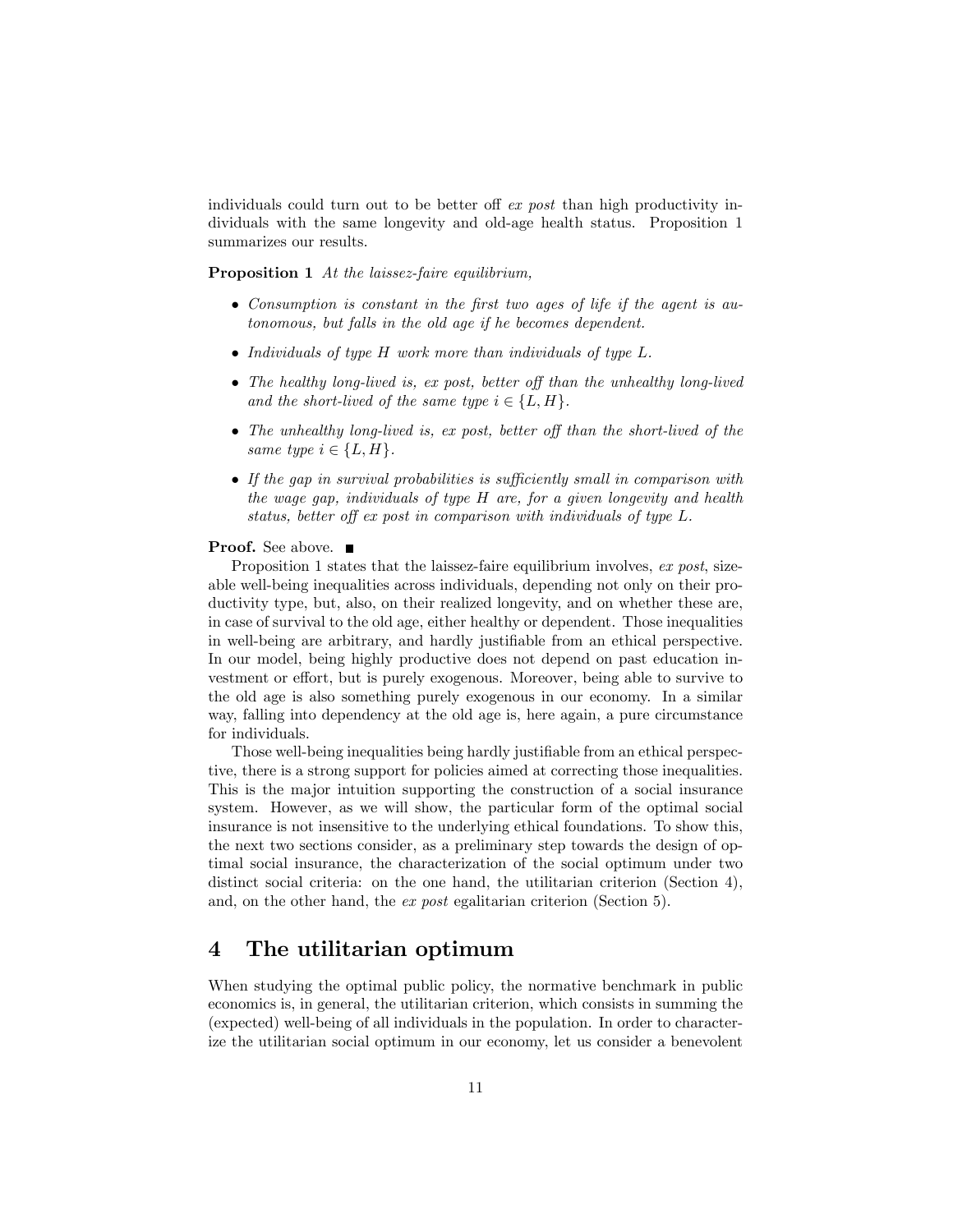individuals could turn out to be better off *ex post* than high productivity individuals with the same longevity and old-age health status. Proposition 1 summarizes our results.

**Proposition 1** *At the laissez-faire equilibrium,*

- *Consumption is constant in the first two ages of life if the agent is autonomous, but falls in the old age if he becomes dependent.*
- *Individuals of type $H$ work more than individuals of type $L$.*
- *The healthy long-lived is, ex post, better off than the unhealthy long-lived and the short-lived of the same type $i \in \{L, H\}$.*
- *The unhealthy long-lived is, ex post, better off than the short-lived of the same type $i \in \{L, H\}$.*
- *If the gap in survival probabilities is sufficiently small in comparison with the wage gap, individuals of type $H$ are, for a given longevity and health status, better off ex post in comparison with individuals of type $L$.*

**Proof.** See above. ■

Proposition 1 states that the laissez-faire equilibrium involves, *ex post*, sizeable well-being inequalities across individuals, depending not only on their productivity type, but, also, on their realized longevity, and on whether these are, in case of survival to the old age, either healthy or dependent. Those inequalities in well-being are arbitrary, and hardly justifiable from an ethical perspective. In our model, being highly productive does not depend on past education investment or effort, but is purely exogenous. Moreover, being able to survive to the old age is also something purely exogenous in our economy. In a similar way, falling into dependency at the old age is, here again, a pure circumstance for individuals.

Those well-being inequalities being hardly justifiable from an ethical perspective, there is a strong support for policies aimed at correcting those inequalities. This is the major intuition supporting the construction of a social insurance system. However, as we will show, the particular form of the optimal social insurance is not insensitive to the underlying ethical foundations. To show this, the next two sections consider, as a preliminary step towards the design of optimal social insurance, the characterization of the social optimum under two distinct social criteria: on the one hand, the utilitarian criterion (Section 4), and, on the other hand, the *ex post* egalitarian criterion (Section 5).

## 4 The utilitarian optimum

When studying the optimal public policy, the normative benchmark in public economics is, in general, the utilitarian criterion, which consists in summing the (expected) well-being of all individuals in the population. In order to characterize the utilitarian social optimum in our economy, let us consider a benevolent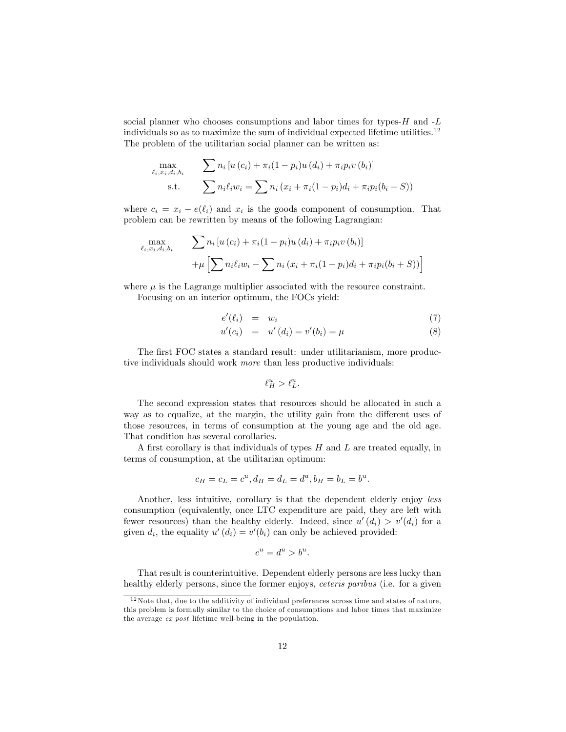social planner who chooses consumptions and labor times for types-$H$ and -$L$ individuals so as to maximize the sum of individual expected lifetime utilities.[12] The problem of the utilitarian social planner can be written as:

$$
\begin{aligned}
\max_{\ell_i, x_i, d_i, b_i} \quad & \sum n_i \left[ u(c_i) + \pi_i (1-p_i) u(d_i) + \pi_i p_i v(b_i) \right] \\
\text{s.t.} \quad & \sum n_i \ell_i w_i = \sum n_i \left( x_i + \pi_i (1-p_i) d_i + \pi_i p_i (b_i + S) \right)
\end{aligned}
$$

where $c_i = x_i - e(\ell_i)$ and $x_i$ is the goods component of consumption. That problem can be rewritten by means of the following Lagrangian:

$$
\begin{aligned}
\max_{\ell_i, x_i, d_i, b_i} \quad & \sum n_i \left[ u(c_i) + \pi_i (1-p_i) u(d_i) + \pi_i p_i v(b_i) \right] \\
& + \mu \left[ \sum n_i \ell_i w_i - \sum n_i \left( x_i + \pi_i (1-p_i) d_i + \pi_i p_i (b_i + S) \right) \right]
\end{aligned}
$$

where $\mu$ is the Lagrange multiplier associated with the resource constraint.

Focusing on an interior optimum, the FOCs yield:

$$
e'(\ell_i) = w_i \tag{7}
$$

$$
u'(c_i) = u'(d_i) = v'(b_i) = \mu \tag{8}
$$

The first FOC states a standard result: under utilitarianism, more productive individuals should work *more* than less productive individuals:

$$
\ell_H^u > \ell_L^u.
$$

The second expression states that resources should be allocated in such a way as to equalize, at the margin, the utility gain from the different uses of those resources, in terms of consumption at the young age and the old age. That condition has several corollaries.

A first corollary is that individuals of types $H$ and $L$ are treated equally, in terms of consumption, at the utilitarian optimum:

$$
c_H = c_L = c^u, d_H = d_L = d^u, b_H = b_L = b^u.
$$

Another, less intuitive, corollary is that the dependent elderly enjoy *less* consumption (equivalently, once LTC expenditure are paid, they are left with fewer resources) than the healthy elderly. Indeed, since $u'(d_i) > v'(d_i)$ for a given $d_i$, the equality $u'(d_i) = v'(b_i)$ can only be achieved provided:

$$
c^u = d^u > b^u.
$$

That result is counterintuitive. Dependent elderly persons are less lucky than healthy elderly persons, since the former enjoys, *ceteris paribus* (i.e. for a given

[12] Note that, due to the additivity of individual preferences across time and states of nature, this problem is formally similar to the choice of consumptions and labor times that maximize the average *ex post* lifetime well-being in the population.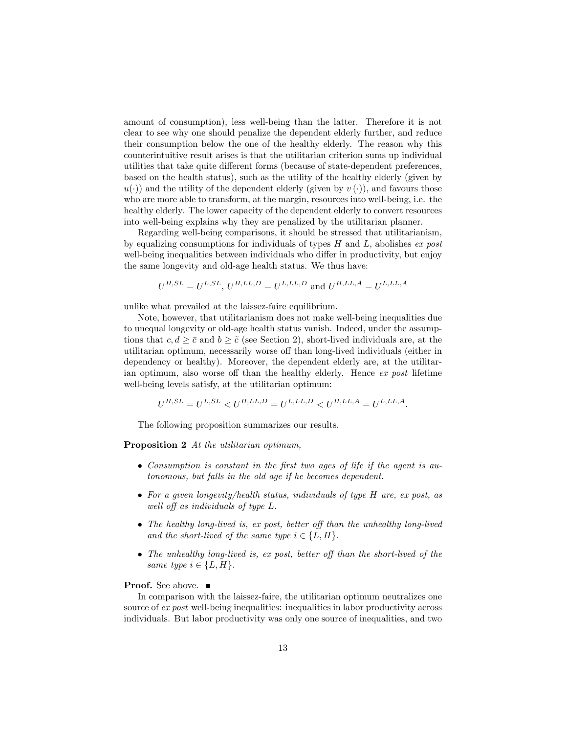amount of consumption), less well-being than the latter. Therefore it is not clear to see why one should penalize the dependent elderly further, and reduce their consumption below the one of the healthy elderly. The reason why this counterintuitive result arises is that the utilitarian criterion sums up individual utilities that take quite different forms (because of state-dependent preferences, based on the health status), such as the utility of the healthy elderly (given by $u(\cdot)$) and the utility of the dependent elderly (given by $v(\cdot)$), and favours those who are more able to transform, at the margin, resources into well-being, i.e. the healthy elderly. The lower capacity of the dependent elderly to convert resources into well-being explains why they are penalized by the utilitarian planner.

Regarding well-being comparisons, it should be stressed that utilitarianism, by equalizing consumptions for individuals of types $H$ and $L$, abolishes *ex post* well-being inequalities between individuals who differ in productivity, but enjoy the same longevity and old-age health status. We thus have:

$$U^{H,SL} = U^{L,SL},\ U^{H,LL,D} = U^{L,LL,D} \text{ and } U^{H,LL,A} = U^{L,LL,A}$$

unlike what prevailed at the laissez-faire equilibrium.

Note, however, that utilitarianism does not make well-being inequalities due to unequal longevity or old-age health status vanish. Indeed, under the assumptions that $c, d \geq \bar{c}$ and $b \geq \tilde{c}$ (see Section 2), short-lived individuals are, at the utilitarian optimum, necessarily worse off than long-lived individuals (either in dependency or healthy). Moreover, the dependent elderly are, at the utilitarian optimum, also worse off than the healthy elderly. Hence *ex post* lifetime well-being levels satisfy, at the utilitarian optimum:

$$U^{H,SL} = U^{L,SL} < U^{H,LL,D} = U^{L,LL,D} < U^{H,LL,A} = U^{L,LL,A}.$$

The following proposition summarizes our results.

**Proposition 2** *At the utilitarian optimum,*

- *Consumption is constant in the first two ages of life if the agent is autonomous, but falls in the old age if he becomes dependent.*
- *For a given longevity/health status, individuals of type $H$ are, ex post, as well off as individuals of type $L$.*
- *The healthy long-lived is, ex post, better off than the unhealthy long-lived and the short-lived of the same type $i \in \{L, H\}$.*
- *The unhealthy long-lived is, ex post, better off than the short-lived of the same type $i \in \{L, H\}$.*

**Proof.** See above. ∎

In comparison with the laissez-faire, the utilitarian optimum neutralizes one source of *ex post* well-being inequalities: inequalities in labor productivity across individuals. But labor productivity was only one source of inequalities, and two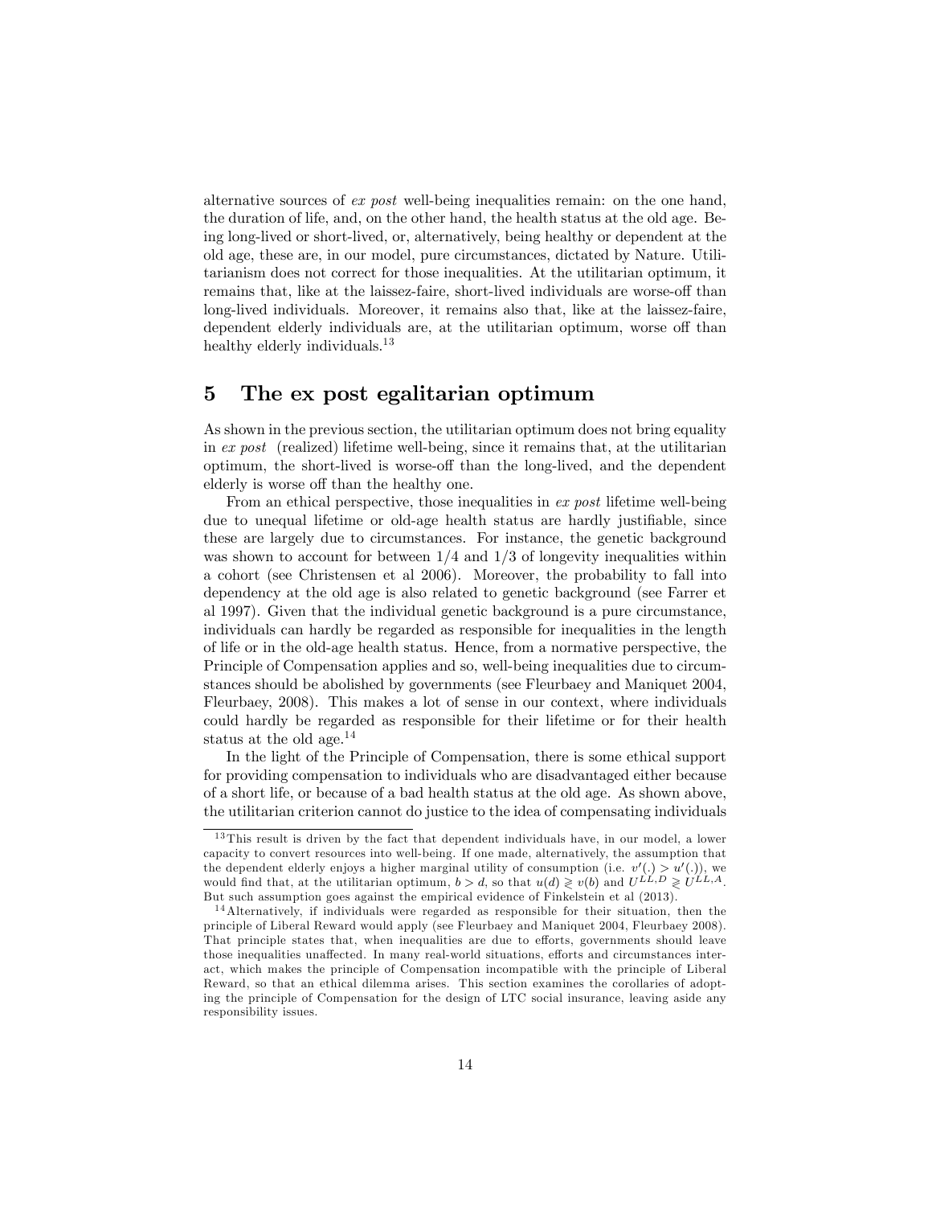alternative sources of *ex post* well-being inequalities remain: on the one hand, the duration of life, and, on the other hand, the health status at the old age. Being long-lived or short-lived, or, alternatively, being healthy or dependent at the old age, these are, in our model, pure circumstances, dictated by Nature. Utilitarianism does not correct for those inequalities. At the utilitarian optimum, it remains that, like at the laissez-faire, short-lived individuals are worse-off than long-lived individuals. Moreover, it remains also that, like at the laissez-faire, dependent elderly individuals are, at the utilitarian optimum, worse off than healthy elderly individuals.[13]

## 5 The ex post egalitarian optimum

As shown in the previous section, the utilitarian optimum does not bring equality in *ex post* (realized) lifetime well-being, since it remains that, at the utilitarian optimum, the short-lived is worse-off than the long-lived, and the dependent elderly is worse off than the healthy one.

From an ethical perspective, those inequalities in *ex post* lifetime well-being due to unequal lifetime or old-age health status are hardly justifiable, since these are largely due to circumstances. For instance, the genetic background was shown to account for between 1/4 and 1/3 of longevity inequalities within a cohort (see Christensen et al 2006). Moreover, the probability to fall into dependency at the old age is also related to genetic background (see Farrer et al 1997). Given that the individual genetic background is a pure circumstance, individuals can hardly be regarded as responsible for inequalities in the length of life or in the old-age health status. Hence, from a normative perspective, the Principle of Compensation applies and so, well-being inequalities due to circumstances should be abolished by governments (see Fleurbaey and Maniquet 2004, Fleurbaey, 2008). This makes a lot of sense in our context, where individuals could hardly be regarded as responsible for their lifetime or for their health status at the old age.[14]

In the light of the Principle of Compensation, there is some ethical support for providing compensation to individuals who are disadvantaged either because of a short life, or because of a bad health status at the old age. As shown above, the utilitarian criterion cannot do justice to the idea of compensating individuals

---

[13] This result is driven by the fact that dependent individuals have, in our model, a lower capacity to convert resources into well-being. If one made, alternatively, the assumption that the dependent elderly enjoys a higher marginal utility of consumption (i.e. $v'(.) > u'(.)$), we would find that, at the utilitarian optimum, $b > d$, so that $u(d) \gtrless v(b)$ and $U^{LL,D} \gtrless U^{LL,A}$. But such assumption goes against the empirical evidence of Finkelstein et al (2013).

[14] Alternatively, if individuals were regarded as responsible for their situation, then the principle of Liberal Reward would apply (see Fleurbaey and Maniquet 2004, Fleurbaey 2008). That principle states that, when inequalities are due to efforts, governments should leave those inequalities unaffected. In many real-world situations, efforts and circumstances interact, which makes the principle of Compensation incompatible with the principle of Liberal Reward, so that an ethical dilemma arises. This section examines the corollaries of adopting the principle of Compensation for the design of LTC social insurance, leaving aside any responsibility issues.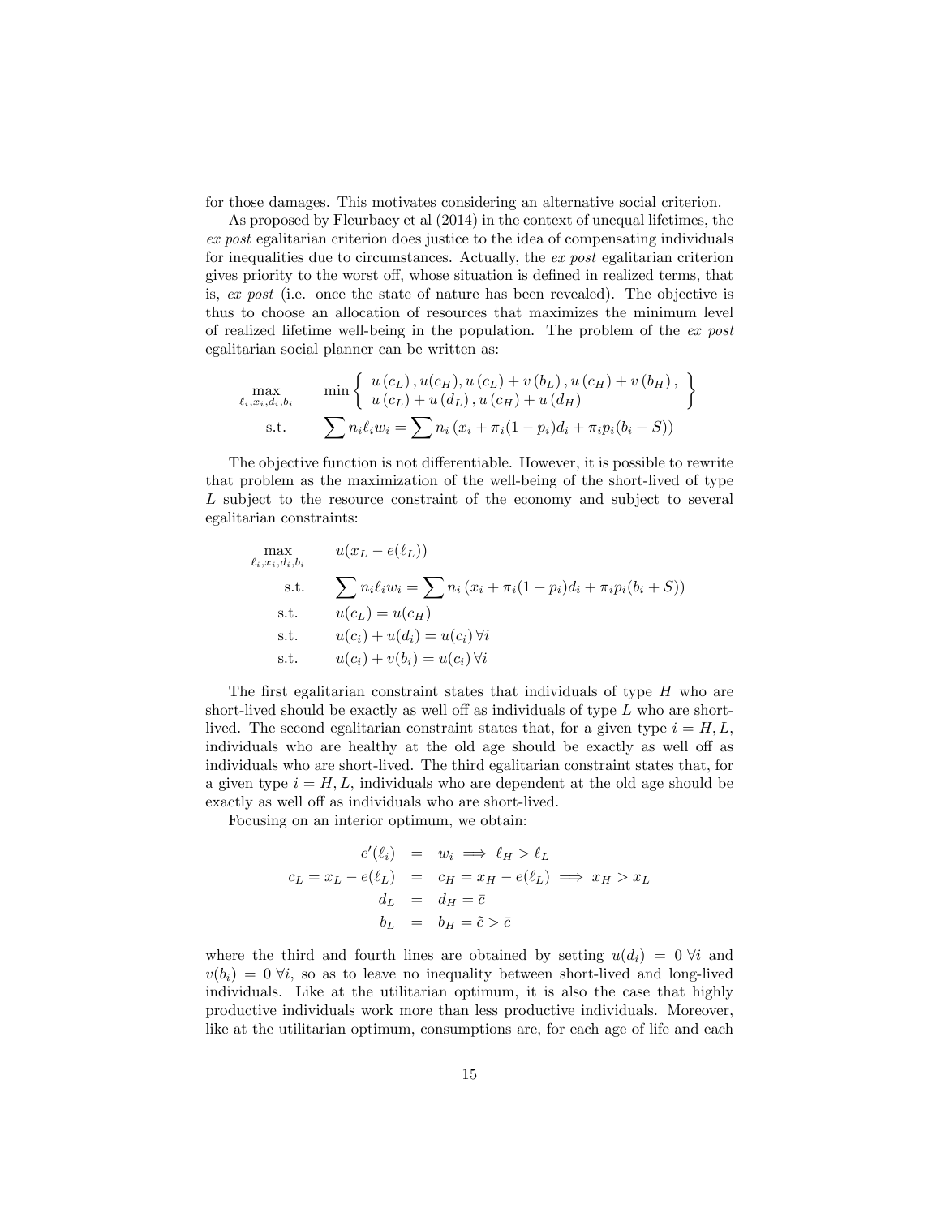for those damages. This motivates considering an alternative social criterion.

As proposed by Fleurbaey et al (2014) in the context of unequal lifetimes, the *ex post* egalitarian criterion does justice to the idea of compensating individuals for inequalities due to circumstances. Actually, the *ex post* egalitarian criterion gives priority to the worst off, whose situation is defined in realized terms, that is, *ex post* (i.e. once the state of nature has been revealed). The objective is thus to choose an allocation of resources that maximizes the minimum level of realized lifetime well-being in the population. The problem of the *ex post* egalitarian social planner can be written as:

$$
\begin{aligned}
\max_{\ell_i, x_i, d_i, b_i} \quad & \min \left\{ \begin{array}{l} u\left(c_L\right), u(c_H), u\left(c_L\right) + v\left(b_L\right), u\left(c_H\right) + v\left(b_H\right), \\ u\left(c_L\right) + u\left(d_L\right), u\left(c_H\right) + u\left(d_H\right) \end{array} \right\} \\
\text{s.t.} \quad & \sum n_i \ell_i w_i = \sum n_i \left(x_i + \pi_i (1 - p_i) d_i + \pi_i p_i (b_i + S)\right)
\end{aligned}
$$

The objective function is not differentiable. However, it is possible to rewrite that problem as the maximization of the well-being of the short-lived of type $L$ subject to the resource constraint of the economy and subject to several egalitarian constraints:

$$
\begin{aligned}
\max_{\ell_i, x_i, d_i, b_i} \quad & u(x_L - e(\ell_L)) \\
\text{s.t.} \quad & \sum n_i \ell_i w_i = \sum n_i \left(x_i + \pi_i (1 - p_i) d_i + \pi_i p_i (b_i + S)\right) \\
\text{s.t.} \quad & u(c_L) = u(c_H) \\
\text{s.t.} \quad & u(c_i) + u(d_i) = u(c_i) \, \forall i \\
\text{s.t.} \quad & u(c_i) + v(b_i) = u(c_i) \, \forall i
\end{aligned}
$$

The first egalitarian constraint states that individuals of type $H$ who are short-lived should be exactly as well off as individuals of type $L$ who are short-lived. The second egalitarian constraint states that, for a given type $i = H, L$, individuals who are healthy at the old age should be exactly as well off as individuals who are short-lived. The third egalitarian constraint states that, for a given type $i = H, L$, individuals who are dependent at the old age should be exactly as well off as individuals who are short-lived.

Focusing on an interior optimum, we obtain:

$$
\begin{aligned}
e'(\ell_i) &= w_i \implies \ell_H > \ell_L \\
c_L = x_L - e(\ell_L) &= c_H = x_H - e(\ell_L) \implies x_H > x_L \\
d_L &= d_H = \bar{c} \\
b_L &= b_H = \tilde{c} > \bar{c}
\end{aligned}
$$

where the third and fourth lines are obtained by setting $u(d_i) = 0 \; \forall i$ and $v(b_i) = 0 \; \forall i$, so as to leave no inequality between short-lived and long-lived individuals. Like at the utilitarian optimum, it is also the case that highly productive individuals work more than less productive individuals. Moreover, like at the utilitarian optimum, consumptions are, for each age of life and each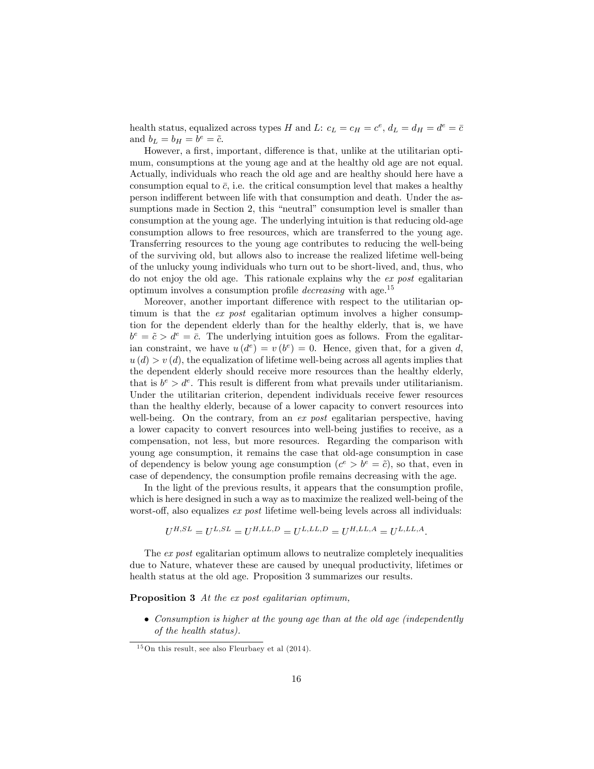health status, equalized across types $H$ and $L$: $c_L = c_H = c^e$, $d_L = d_H = d^e = \bar{c}$ and $b_L = b_H = b^e = \tilde{c}$.

However, a first, important, difference is that, unlike at the utilitarian optimum, consumptions at the young age and at the healthy old age are not equal. Actually, individuals who reach the old age and are healthy should here have a consumption equal to $\bar{c}$, i.e. the critical consumption level that makes a healthy person indifferent between life with that consumption and death. Under the assumptions made in Section 2, this "neutral" consumption level is smaller than consumption at the young age. The underlying intuition is that reducing old-age consumption allows to free resources, which are transferred to the young age. Transferring resources to the young age contributes to reducing the well-being of the surviving old, but allows also to increase the realized lifetime well-being of the unlucky young individuals who turn out to be short-lived, and, thus, who do not enjoy the old age. This rationale explains why the *ex post* egalitarian optimum involves a consumption profile *decreasing* with age.[15]

Moreover, another important difference with respect to the utilitarian optimum is that the *ex post* egalitarian optimum involves a higher consumption for the dependent elderly than for the healthy elderly, that is, we have $b^e = \tilde{c} > d^e = \bar{c}$. The underlying intuition goes as follows. From the egalitarian constraint, we have $u(d^e) = v(b^e) = 0$. Hence, given that, for a given $d$, $u(d) > v(d)$, the equalization of lifetime well-being across all agents implies that the dependent elderly should receive more resources than the healthy elderly, that is $b^e > d^e$. This result is different from what prevails under utilitarianism. Under the utilitarian criterion, dependent individuals receive fewer resources than the healthy elderly, because of a lower capacity to convert resources into well-being. On the contrary, from an *ex post* egalitarian perspective, having a lower capacity to convert resources into well-being justifies to receive, as a compensation, not less, but more resources. Regarding the comparison with young age consumption, it remains the case that old-age consumption in case of dependency is below young age consumption ($c^e > b^e = \tilde{c}$), so that, even in case of dependency, the consumption profile remains decreasing with the age.

In the light of the previous results, it appears that the consumption profile, which is here designed in such a way as to maximize the realized well-being of the worst-off, also equalizes *ex post* lifetime well-being levels across all individuals:

$$U^{H,SL} = U^{L,SL} = U^{H,LL,D} = U^{L,LL,D} = U^{H,LL,A} = U^{L,LL,A}.$$

The *ex post* egalitarian optimum allows to neutralize completely inequalities due to Nature, whatever these are caused by unequal productivity, lifetimes or health status at the old age. Proposition 3 summarizes our results.

**Proposition 3** *At the ex post egalitarian optimum,*

- *Consumption is higher at the young age than at the old age (independently of the health status).*

[15] On this result, see also Fleurbaey et al (2014).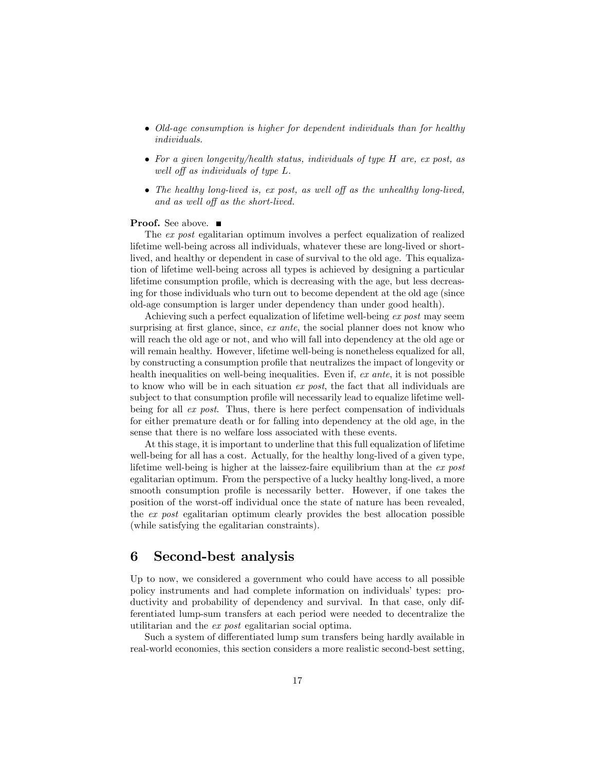- *Old-age consumption is higher for dependent individuals than for healthy individuals.*
- *For a given longevity/health status, individuals of type H are, ex post, as well off as individuals of type L.*
- *The healthy long-lived is, ex post, as well off as the unhealthy long-lived, and as well off as the short-lived.*

**Proof.** See above. ■

The *ex post* egalitarian optimum involves a perfect equalization of realized lifetime well-being across all individuals, whatever these are long-lived or short-lived, and healthy or dependent in case of survival to the old age. This equalization of lifetime well-being across all types is achieved by designing a particular lifetime consumption profile, which is decreasing with the age, but less decreasing for those individuals who turn out to become dependent at the old age (since old-age consumption is larger under dependency than under good health).

Achieving such a perfect equalization of lifetime well-being *ex post* may seem surprising at first glance, since, *ex ante*, the social planner does not know who will reach the old age or not, and who will fall into dependency at the old age or will remain healthy. However, lifetime well-being is nonetheless equalized for all, by constructing a consumption profile that neutralizes the impact of longevity or health inequalities on well-being inequalities. Even if, *ex ante*, it is not possible to know who will be in each situation *ex post*, the fact that all individuals are subject to that consumption profile will necessarily lead to equalize lifetime well-being for all *ex post*. Thus, there is here perfect compensation of individuals for either premature death or for falling into dependency at the old age, in the sense that there is no welfare loss associated with these events.

At this stage, it is important to underline that this full equalization of lifetime well-being for all has a cost. Actually, for the healthy long-lived of a given type, lifetime well-being is higher at the laissez-faire equilibrium than at the *ex post* egalitarian optimum. From the perspective of a lucky healthy long-lived, a more smooth consumption profile is necessarily better. However, if one takes the position of the worst-off individual once the state of nature has been revealed, the *ex post* egalitarian optimum clearly provides the best allocation possible (while satisfying the egalitarian constraints).

## 6 Second-best analysis

Up to now, we considered a government who could have access to all possible policy instruments and had complete information on individuals' types: productivity and probability of dependency and survival. In that case, only differentiated lump-sum transfers at each period were needed to decentralize the utilitarian and the *ex post* egalitarian social optima.

Such a system of differentiated lump sum transfers being hardly available in real-world economies, this section considers a more realistic second-best setting,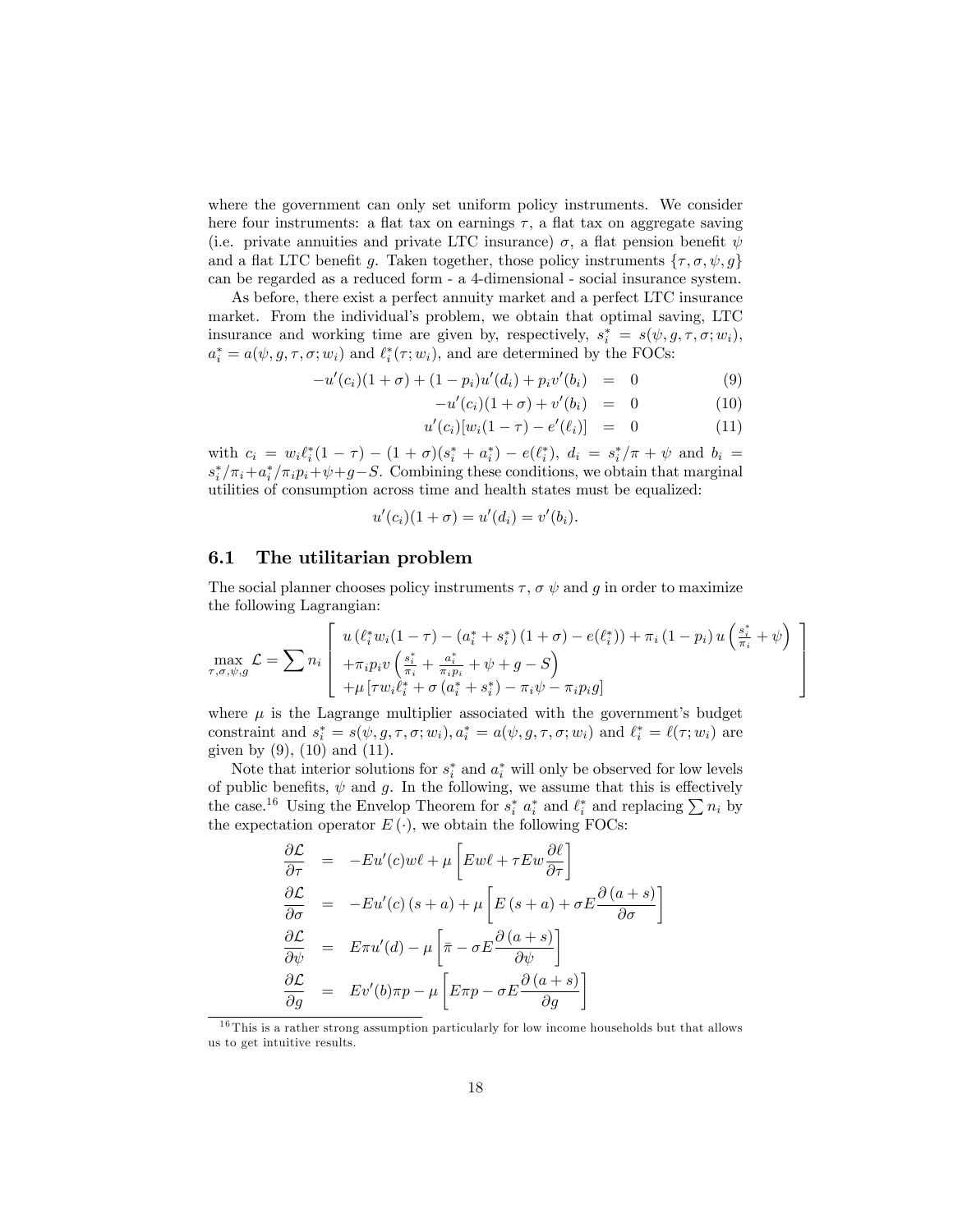where the government can only set uniform policy instruments. We consider here four instruments: a flat tax on earnings $\tau$, a flat tax on aggregate saving (i.e. private annuities and private LTC insurance) $\sigma$, a flat pension benefit $\psi$ and a flat LTC benefit $g$. Taken together, those policy instruments $\{\tau, \sigma, \psi, g\}$ can be regarded as a reduced form - a 4-dimensional - social insurance system.

As before, there exist a perfect annuity market and a perfect LTC insurance market. From the individual's problem, we obtain that optimal saving, LTC insurance and working time are given by, respectively, $s_i^* = s(\psi, g, \tau, \sigma; w_i)$, $a_i^* = a(\psi, g, \tau, \sigma; w_i)$ and $\ell_i^*(\tau; w_i)$, and are determined by the FOCs:

$$
\begin{aligned}
-u'(c_i)(1+\sigma) + (1-p_i)u'(d_i) + p_i v'(b_i) &= 0 \qquad (9) \\
-u'(c_i)(1+\sigma) + v'(b_i) &= 0 \qquad (10) \\
u'(c_i)[w_i(1-\tau) - e'(\ell_i)] &= 0 \qquad (11)
\end{aligned}
$$

with $c_i = w_i \ell_i^*(1-\tau) - (1+\sigma)(s_i^* + a_i^*) - e(\ell_i^*)$, $d_i = s_i^*/\pi + \psi$ and $b_i = s_i^*/\pi_i + a_i^*/\pi_i p_i + \psi + g - S$. Combining these conditions, we obtain that marginal utilities of consumption across time and health states must be equalized:

$$
u'(c_i)(1+\sigma) = u'(d_i) = v'(b_i).
$$

## 6.1 The utilitarian problem

The social planner chooses policy instruments $\tau$, $\sigma$ $\psi$ and $g$ in order to maximize the following Lagrangian:

$$
\max_{\tau,\sigma,\psi,g} \mathcal{L} = \sum n_i \left[ \begin{array}{l} u\left(\ell_i^* w_i(1-\tau) - \left(a_i^* + s_i^*\right)(1+\sigma) - e(\ell_i^*)\right) + \pi_i\left(1-p_i\right) u\left(\frac{s_i^*}{\pi_i} + \psi\right) \\ +\pi_i p_i v\left(\frac{s_i^*}{\pi_i} + \frac{a_i^*}{\pi_i p_i} + \psi + g - S\right) \\ +\mu\left[\tau w_i \ell_i^* + \sigma\left(a_i^* + s_i^*\right) - \pi_i \psi - \pi_i p_i g\right] \end{array} \right]
$$

where $\mu$ is the Lagrange multiplier associated with the government's budget constraint and $s_i^* = s(\psi, g, \tau, \sigma; w_i), a_i^* = a(\psi, g, \tau, \sigma; w_i)$ and $\ell_i^* = \ell(\tau; w_i)$ are given by (9), (10) and (11).

Note that interior solutions for $s_i^*$ and $a_i^*$ will only be observed for low levels of public benefits, $\psi$ and $g$. In the following, we assume that this is effectively the case.[16] Using the Envelop Theorem for $s_i^*$ $a_i^*$ and $\ell_i^*$ and replacing $\sum n_i$ by the expectation operator $E(\cdot)$, we obtain the following FOCs:

$$
\begin{aligned}
\frac{\partial \mathcal{L}}{\partial \tau} &= -Eu'(c)w\ell + \mu\left[Ew\ell + \tau E w \frac{\partial \ell}{\partial \tau}\right] \\
\frac{\partial \mathcal{L}}{\partial \sigma} &= -Eu'(c)\left(s+a\right) + \mu\left[E\left(s+a\right) + \sigma E \frac{\partial\left(a+s\right)}{\partial \sigma}\right] \\
\frac{\partial \mathcal{L}}{\partial \psi} &= E\pi u'(d) - \mu\left[\bar{\pi} - \sigma E \frac{\partial\left(a+s\right)}{\partial \psi}\right] \\
\frac{\partial \mathcal{L}}{\partial g} &= Ev'(b)\pi p - \mu\left[E\pi p - \sigma E \frac{\partial\left(a+s\right)}{\partial g}\right]
\end{aligned}
$$

[16] This is a rather strong assumption particularly for low income households but that allows us to get intuitive results.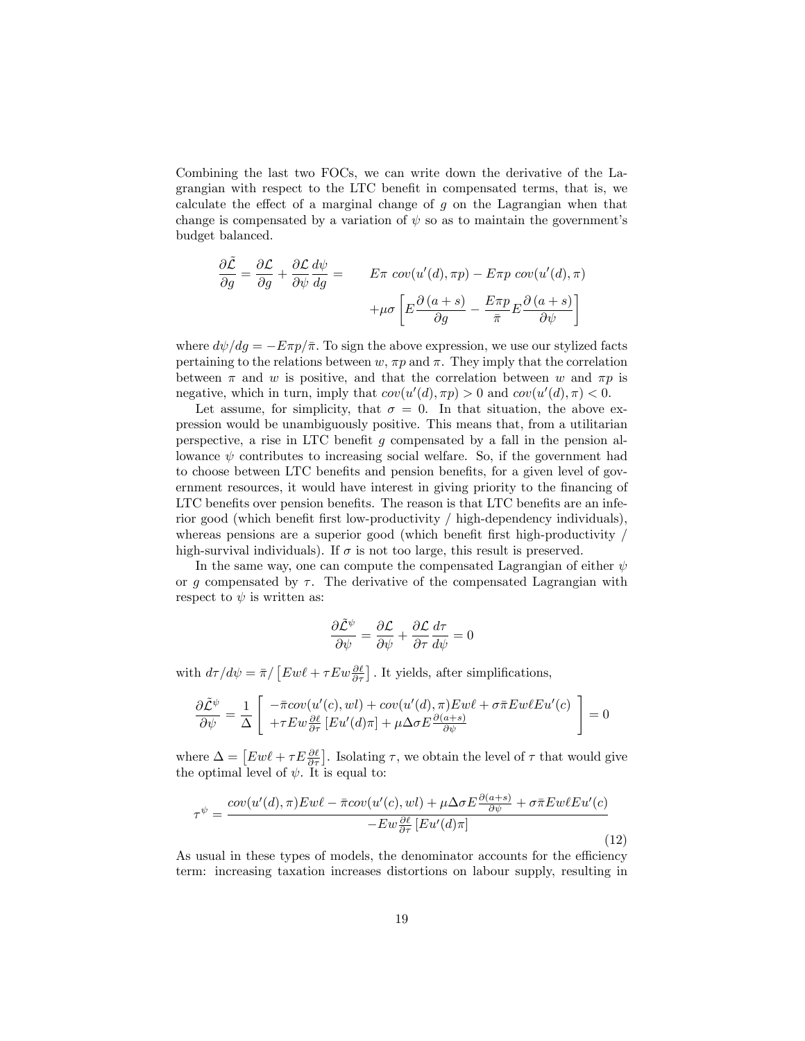Combining the last two FOCs, we can write down the derivative of the Lagrangian with respect to the LTC benefit in compensated terms, that is, we calculate the effect of a marginal change of $g$ on the Lagrangian when that change is compensated by a variation of $\psi$ so as to maintain the government's budget balanced.

$$\frac{\partial \tilde{\mathcal{L}}}{\partial g} = \frac{\partial \mathcal{L}}{\partial g} + \frac{\partial \mathcal{L}}{\partial \psi}\frac{d\psi}{dg} = \quad E\pi \; cov(u'(d), \pi p) - E\pi p \; cov(u'(d), \pi) + \mu\sigma \left[ E\frac{\partial (a+s)}{\partial g} - \frac{E\pi p}{\bar{\pi}} E\frac{\partial (a+s)}{\partial \psi} \right]$$

where $d\psi/dg = -E\pi p/\bar{\pi}$. To sign the above expression, we use our stylized facts pertaining to the relations between $w$, $\pi p$ and $\pi$. They imply that the correlation between $\pi$ and $w$ is positive, and that the correlation between $w$ and $\pi p$ is negative, which in turn, imply that $cov(u'(d), \pi p) > 0$ and $cov(u'(d), \pi) < 0$.

Let assume, for simplicity, that $\sigma = 0$. In that situation, the above expression would be unambiguously positive. This means that, from a utilitarian perspective, a rise in LTC benefit $g$ compensated by a fall in the pension allowance $\psi$ contributes to increasing social welfare. So, if the government had to choose between LTC benefits and pension benefits, for a given level of government resources, it would have interest in giving priority to the financing of LTC benefits over pension benefits. The reason is that LTC benefits are an inferior good (which benefit first low-productivity / high-dependency individuals), whereas pensions are a superior good (which benefit first high-productivity / high-survival individuals). If $\sigma$ is not too large, this result is preserved.

In the same way, one can compute the compensated Lagrangian of either $\psi$ or $g$ compensated by $\tau$. The derivative of the compensated Lagrangian with respect to $\psi$ is written as:

$$\frac{\partial \tilde{\mathcal{L}}^{\psi}}{\partial \psi} = \frac{\partial \mathcal{L}}{\partial \psi} + \frac{\partial \mathcal{L}}{\partial \tau}\frac{d\tau}{d\psi} = 0$$

with $d\tau/d\psi = \bar{\pi}/\left[Ew\ell + \tau Ew\frac{\partial \ell}{\partial \tau}\right]$. It yields, after simplifications,

$$\frac{\partial \tilde{\mathcal{L}}^{\psi}}{\partial \psi} = \frac{1}{\Delta} \left[ \begin{array}{c} -\bar{\pi} cov(u'(c), wl) + cov(u'(d), \pi)Ew\ell + \sigma\bar{\pi}Ew\ell Eu'(c) \\ +\tau Ew\frac{\partial \ell}{\partial \tau}\left[Eu'(d)\pi\right] + \mu\Delta\sigma E\frac{\partial(a+s)}{\partial \psi} \end{array} \right] = 0$$

where $\Delta = \left[Ew\ell + \tau E\frac{\partial \ell}{\partial \tau}\right]$. Isolating $\tau$, we obtain the level of $\tau$ that would give the optimal level of $\psi$. It is equal to:

$$\tau^{\psi} = \frac{cov(u'(d), \pi)Ew\ell - \bar{\pi}cov(u'(c), wl) + \mu\Delta\sigma E\frac{\partial(a+s)}{\partial \psi} + \sigma\bar{\pi}Ew\ell Eu'(c)}{-Ew\frac{\partial \ell}{\partial \tau}\left[Eu'(d)\pi\right]} \tag{12}$$

As usual in these types of models, the denominator accounts for the efficiency term: increasing taxation increases distortions on labour supply, resulting in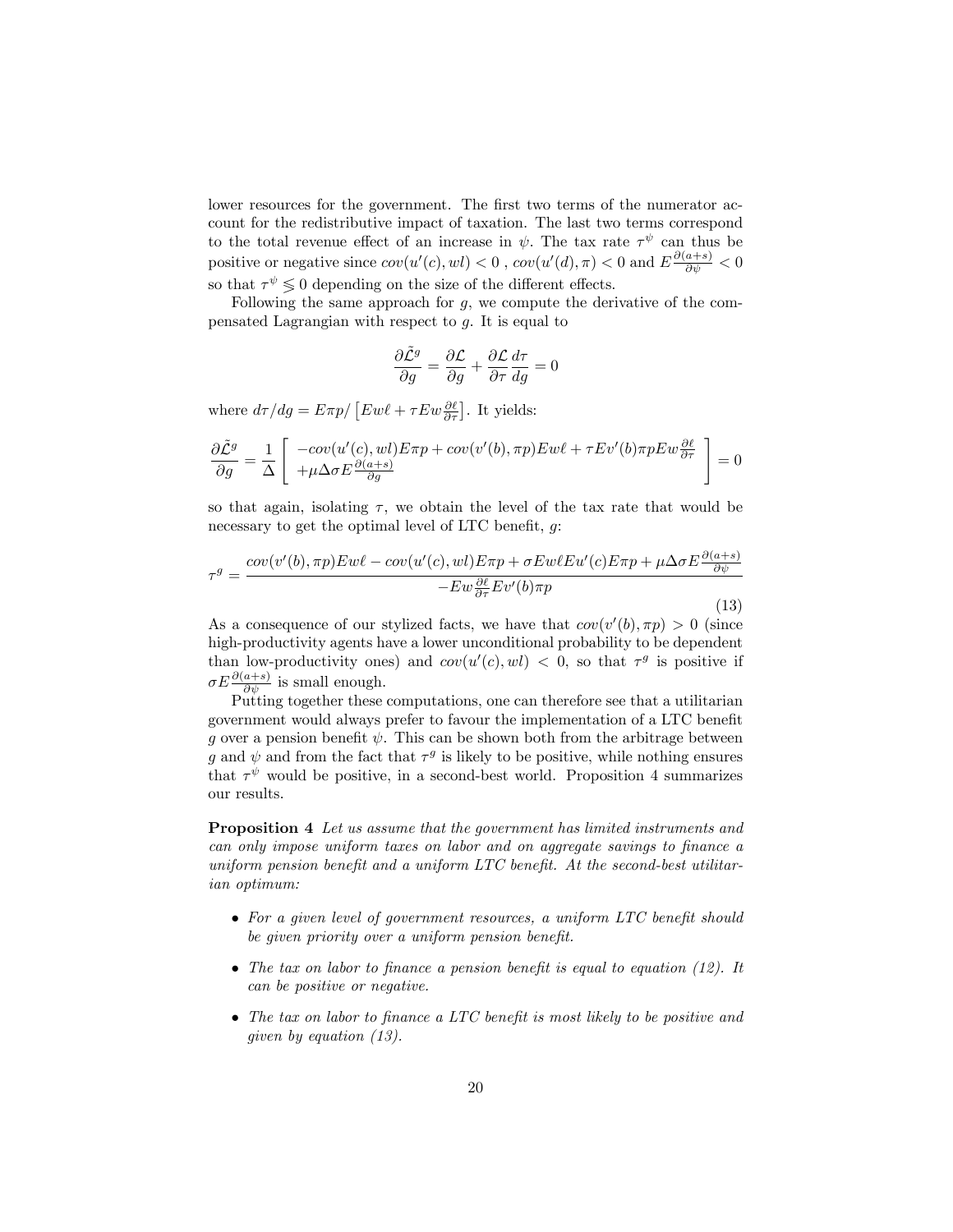lower resources for the government. The first two terms of the numerator account for the redistributive impact of taxation. The last two terms correspond to the total revenue effect of an increase in $\psi$. The tax rate $\tau^{\psi}$ can thus be positive or negative since $cov(u'(c), wl) < 0$ , $cov(u'(d), \pi) < 0$ and $E\frac{\partial(a+s)}{\partial \psi} < 0$ so that $\tau^{\psi} \lesseqgtr 0$ depending on the size of the different effects.

Following the same approach for $g$, we compute the derivative of the compensated Lagrangian with respect to $g$. It is equal to

$$\frac{\partial \tilde{\mathcal{L}}^g}{\partial g} = \frac{\partial \mathcal{L}}{\partial g} + \frac{\partial \mathcal{L}}{\partial \tau}\frac{d\tau}{dg} = 0$$

where $d\tau/dg = E\pi p / \left[Ew\ell + \tau Ew\frac{\partial \ell}{\partial \tau}\right]$. It yields:

$$\frac{\partial \tilde{\mathcal{L}}^g}{\partial g} = \frac{1}{\Delta}\left[\begin{array}{l} -cov(u'(c), wl)E\pi p + cov(v'(b), \pi p)Ew\ell + \tau Ev'(b)\pi p Ew\frac{\partial \ell}{\partial \tau} \\ +\mu \Delta \sigma E\frac{\partial(a+s)}{\partial g} \end{array}\right] = 0$$

so that again, isolating $\tau$, we obtain the level of the tax rate that would be necessary to get the optimal level of LTC benefit, $g$:

$$\tau^g = \frac{cov(v'(b), \pi p)Ew\ell - cov(u'(c), wl)E\pi p + \sigma Ew\ell Eu'(c)E\pi p + \mu\Delta\sigma E\frac{\partial(a+s)}{\partial \psi}}{-Ew\frac{\partial \ell}{\partial \tau}Ev'(b)\pi p} \tag{13}$$

As a consequence of our stylized facts, we have that $cov(v'(b), \pi p) > 0$ (since high-productivity agents have a lower unconditional probability to be dependent than low-productivity ones) and $cov(u'(c), wl) < 0$, so that $\tau^g$ is positive if $\sigma E\frac{\partial(a+s)}{\partial \psi}$ is small enough.

Putting together these computations, one can therefore see that a utilitarian government would always prefer to favour the implementation of a LTC benefit $g$ over a pension benefit $\psi$. This can be shown both from the arbitrage between $g$ and $\psi$ and from the fact that $\tau^g$ is likely to be positive, while nothing ensures that $\tau^{\psi}$ would be positive, in a second-best world. Proposition 4 summarizes our results.

**Proposition 4** *Let us assume that the government has limited instruments and can only impose uniform taxes on labor and on aggregate savings to finance a uniform pension benefit and a uniform LTC benefit. At the second-best utilitarian optimum:*

- *For a given level of government resources, a uniform LTC benefit should be given priority over a uniform pension benefit.*
- *The tax on labor to finance a pension benefit is equal to equation (12). It can be positive or negative.*
- *The tax on labor to finance a LTC benefit is most likely to be positive and given by equation (13).*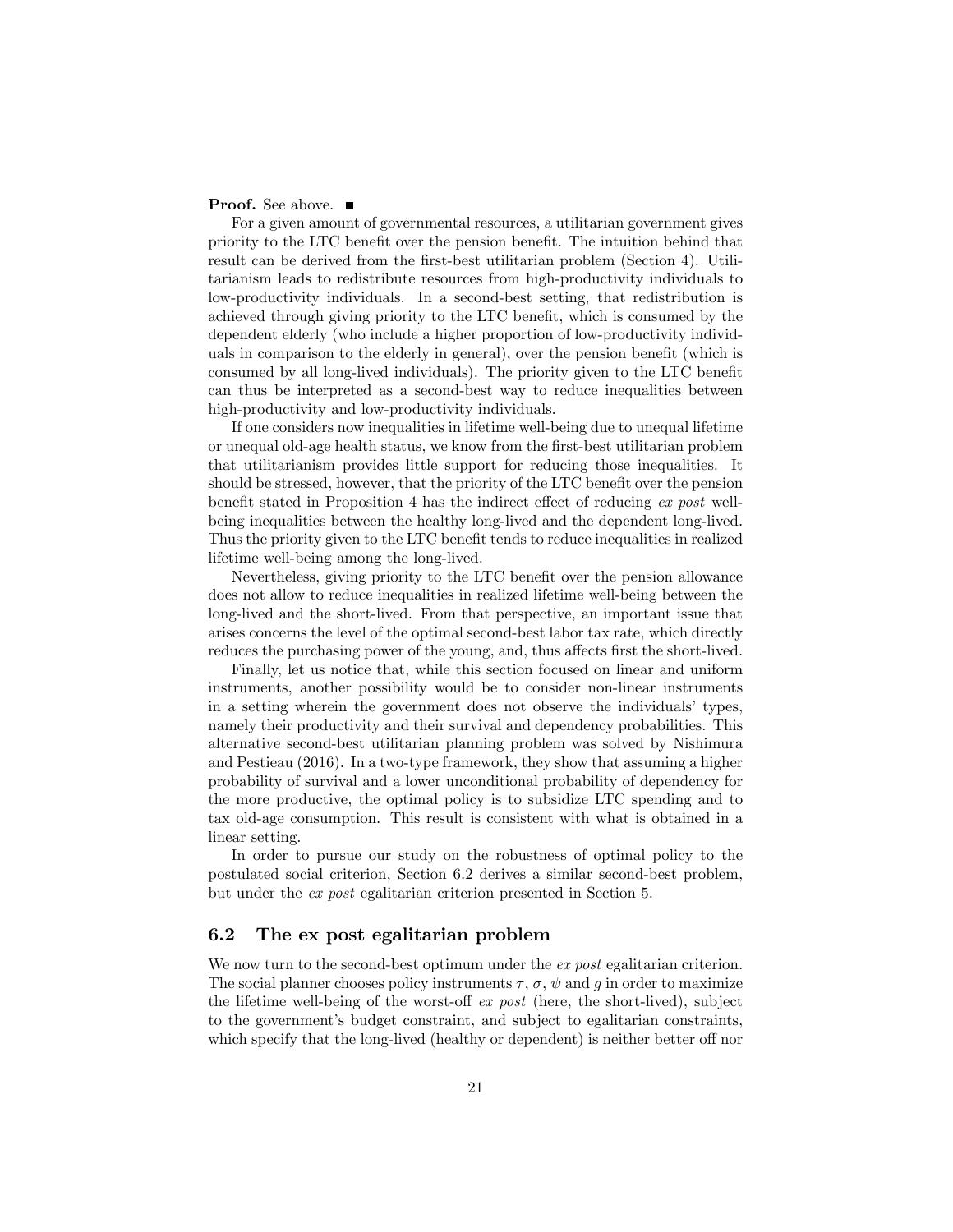**Proof.** See above. ■

For a given amount of governmental resources, a utilitarian government gives priority to the LTC benefit over the pension benefit. The intuition behind that result can be derived from the first-best utilitarian problem (Section 4). Utilitarianism leads to redistribute resources from high-productivity individuals to low-productivity individuals. In a second-best setting, that redistribution is achieved through giving priority to the LTC benefit, which is consumed by the dependent elderly (who include a higher proportion of low-productivity individuals in comparison to the elderly in general), over the pension benefit (which is consumed by all long-lived individuals). The priority given to the LTC benefit can thus be interpreted as a second-best way to reduce inequalities between high-productivity and low-productivity individuals.

If one considers now inequalities in lifetime well-being due to unequal lifetime or unequal old-age health status, we know from the first-best utilitarian problem that utilitarianism provides little support for reducing those inequalities. It should be stressed, however, that the priority of the LTC benefit over the pension benefit stated in Proposition 4 has the indirect effect of reducing *ex post* well-being inequalities between the healthy long-lived and the dependent long-lived. Thus the priority given to the LTC benefit tends to reduce inequalities in realized lifetime well-being among the long-lived.

Nevertheless, giving priority to the LTC benefit over the pension allowance does not allow to reduce inequalities in realized lifetime well-being between the long-lived and the short-lived. From that perspective, an important issue that arises concerns the level of the optimal second-best labor tax rate, which directly reduces the purchasing power of the young, and, thus affects first the short-lived.

Finally, let us notice that, while this section focused on linear and uniform instruments, another possibility would be to consider non-linear instruments in a setting wherein the government does not observe the individuals' types, namely their productivity and their survival and dependency probabilities. This alternative second-best utilitarian planning problem was solved by Nishimura and Pestieau (2016). In a two-type framework, they show that assuming a higher probability of survival and a lower unconditional probability of dependency for the more productive, the optimal policy is to subsidize LTC spending and to tax old-age consumption. This result is consistent with what is obtained in a linear setting.

In order to pursue our study on the robustness of optimal policy to the postulated social criterion, Section 6.2 derives a similar second-best problem, but under the *ex post* egalitarian criterion presented in Section 5.

## 6.2 The ex post egalitarian problem

We now turn to the second-best optimum under the *ex post* egalitarian criterion. The social planner chooses policy instruments $\tau$, $\sigma$, $\psi$ and $g$ in order to maximize the lifetime well-being of the worst-off *ex post* (here, the short-lived), subject to the government's budget constraint, and subject to egalitarian constraints, which specify that the long-lived (healthy or dependent) is neither better off nor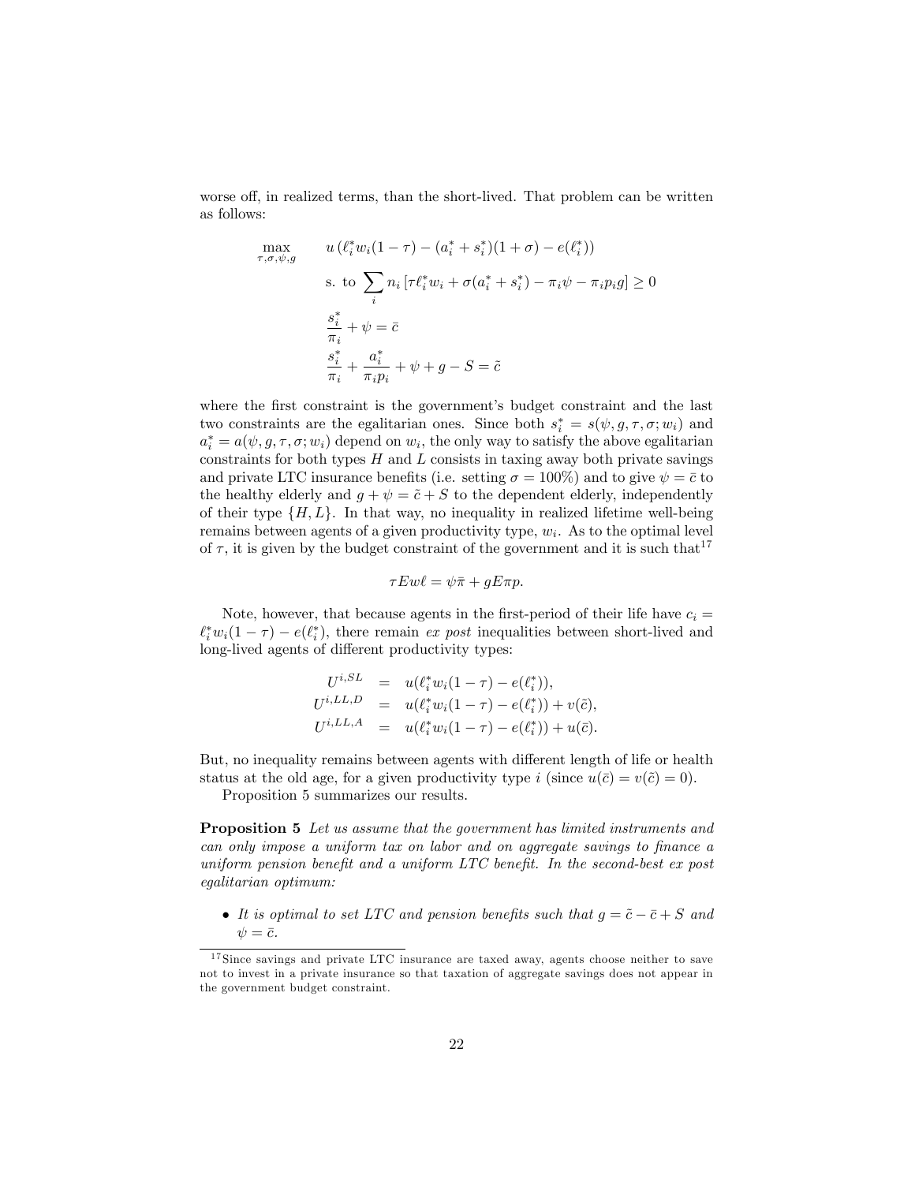worse off, in realized terms, than the short-lived. That problem can be written as follows:

$$
\begin{aligned}
\max_{\tau,\sigma,\psi,g} \quad & u\left(\ell_i^* w_i(1-\tau) - (a_i^* + s_i^*)(1+\sigma) - e(\ell_i^*)\right) \\
& \text{s. to } \sum_i n_i \left[\tau \ell_i^* w_i + \sigma(a_i^* + s_i^*) - \pi_i \psi - \pi_i p_i g\right] \geq 0 \\
& \frac{s_i^*}{\pi_i} + \psi = \bar{c} \\
& \frac{s_i^*}{\pi_i} + \frac{a_i^*}{\pi_i p_i} + \psi + g - S = \tilde{c}
\end{aligned}
$$

where the first constraint is the government's budget constraint and the last two constraints are the egalitarian ones. Since both $s_i^* = s(\psi, g, \tau, \sigma; w_i)$ and $a_i^* = a(\psi, g, \tau, \sigma; w_i)$ depend on $w_i$, the only way to satisfy the above egalitarian constraints for both types $H$ and $L$ consists in taxing away both private savings and private LTC insurance benefits (i.e. setting $\sigma = 100\%$) and to give $\psi = \bar{c}$ to the healthy elderly and $g + \psi = \tilde{c} + S$ to the dependent elderly, independently of their type $\{H, L\}$. In that way, no inequality in realized lifetime well-being remains between agents of a given productivity type, $w_i$. As to the optimal level of $\tau$, it is given by the budget constraint of the government and it is such that[17]

$$
\tau E w \ell = \psi \bar{\pi} + g E \pi p.
$$

Note, however, that because agents in the first-period of their life have $c_i = \ell_i^* w_i(1-\tau) - e(\ell_i^*)$, there remain *ex post* inequalities between short-lived and long-lived agents of different productivity types:

$$
\begin{aligned}
U^{i,SL} &= u(\ell_i^* w_i(1-\tau) - e(\ell_i^*)), \\
U^{i,LL,D} &= u(\ell_i^* w_i(1-\tau) - e(\ell_i^*)) + v(\tilde{c}), \\
U^{i,LL,A} &= u(\ell_i^* w_i(1-\tau) - e(\ell_i^*)) + u(\bar{c}).
\end{aligned}
$$

But, no inequality remains between agents with different length of life or health status at the old age, for a given productivity type $i$ (since $u(\bar{c}) = v(\tilde{c}) = 0$).

Proposition 5 summarizes our results.

**Proposition 5** *Let us assume that the government has limited instruments and can only impose a uniform tax on labor and on aggregate savings to finance a uniform pension benefit and a uniform LTC benefit. In the second-best ex post egalitarian optimum:*

- *It is optimal to set LTC and pension benefits such that $g = \tilde{c} - \bar{c} + S$ and $\psi = \bar{c}$.*

[17] Since savings and private LTC insurance are taxed away, agents choose neither to save not to invest in a private insurance so that taxation of aggregate savings does not appear in the government budget constraint.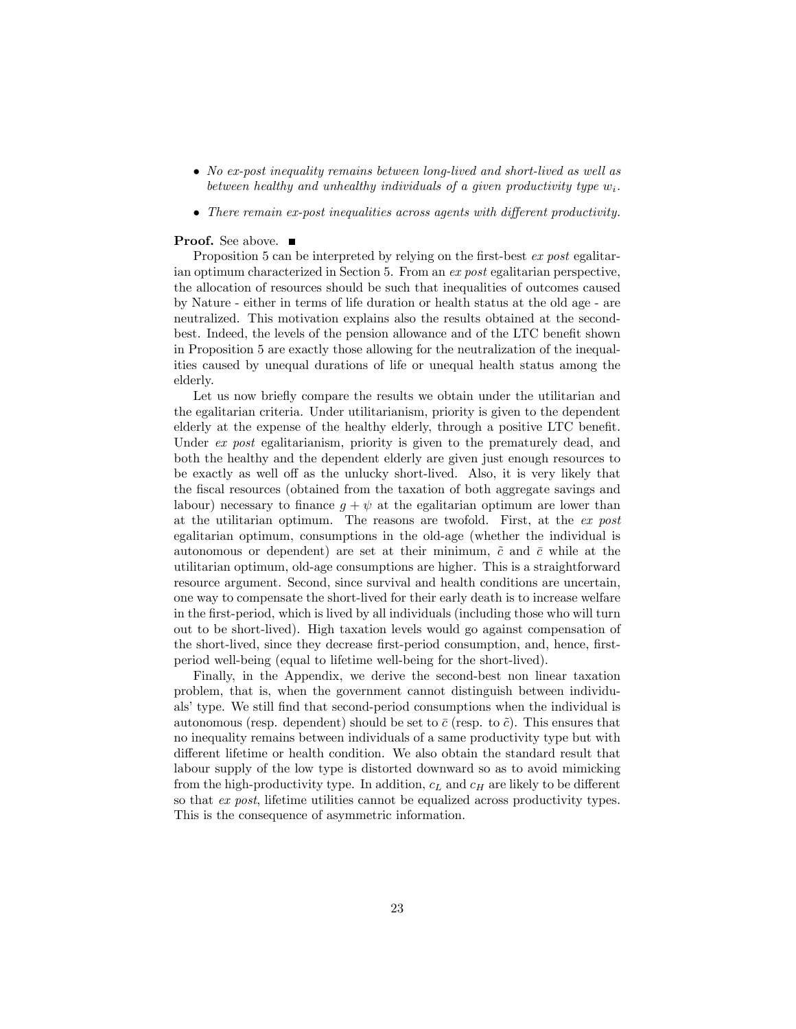- *No ex-post inequality remains between long-lived and short-lived as well as between healthy and unhealthy individuals of a given productivity type $w_i$.*
- *There remain ex-post inequalities across agents with different productivity.*

**Proof.** See above. ■

Proposition 5 can be interpreted by relying on the first-best *ex post* egalitarian optimum characterized in Section 5. From an *ex post* egalitarian perspective, the allocation of resources should be such that inequalities of outcomes caused by Nature - either in terms of life duration or health status at the old age - are neutralized. This motivation explains also the results obtained at the second-best. Indeed, the levels of the pension allowance and of the LTC benefit shown in Proposition 5 are exactly those allowing for the neutralization of the inequalities caused by unequal durations of life or unequal health status among the elderly.

Let us now briefly compare the results we obtain under the utilitarian and the egalitarian criteria. Under utilitarianism, priority is given to the dependent elderly at the expense of the healthy elderly, through a positive LTC benefit. Under *ex post* egalitarianism, priority is given to the prematurely dead, and both the healthy and the dependent elderly are given just enough resources to be exactly as well off as the unlucky short-lived. Also, it is very likely that the fiscal resources (obtained from the taxation of both aggregate savings and labour) necessary to finance $g + \psi$ at the egalitarian optimum are lower than at the utilitarian optimum. The reasons are twofold. First, at the *ex post* egalitarian optimum, consumptions in the old-age (whether the individual is autonomous or dependent) are set at their minimum, $\tilde{c}$ and $\bar{c}$ while at the utilitarian optimum, old-age consumptions are higher. This is a straightforward resource argument. Second, since survival and health conditions are uncertain, one way to compensate the short-lived for their early death is to increase welfare in the first-period, which is lived by all individuals (including those who will turn out to be short-lived). High taxation levels would go against compensation of the short-lived, since they decrease first-period consumption, and, hence, first-period well-being (equal to lifetime well-being for the short-lived).

Finally, in the Appendix, we derive the second-best non linear taxation problem, that is, when the government cannot distinguish between individuals' type. We still find that second-period consumptions when the individual is autonomous (resp. dependent) should be set to $\bar{c}$ (resp. to $\tilde{c}$). This ensures that no inequality remains between individuals of a same productivity type but with different lifetime or health condition. We also obtain the standard result that labour supply of the low type is distorted downward so as to avoid mimicking from the high-productivity type. In addition, $c_L$ and $c_H$ are likely to be different so that *ex post*, lifetime utilities cannot be equalized across productivity types. This is the consequence of asymmetric information.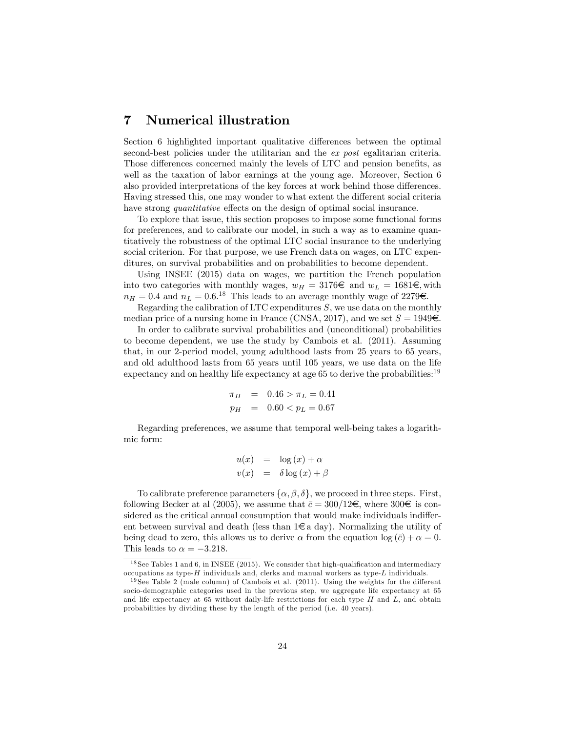# 7 Numerical illustration

Section 6 highlighted important qualitative differences between the optimal second-best policies under the utilitarian and the *ex post* egalitarian criteria. Those differences concerned mainly the levels of LTC and pension benefits, as well as the taxation of labor earnings at the young age. Moreover, Section 6 also provided interpretations of the key forces at work behind those differences. Having stressed this, one may wonder to what extent the different social criteria have strong *quantitative* effects on the design of optimal social insurance.

To explore that issue, this section proposes to impose some functional forms for preferences, and to calibrate our model, in such a way as to examine quantitatively the robustness of the optimal LTC social insurance to the underlying social criterion. For that purpose, we use French data on wages, on LTC expenditures, on survival probabilities and on probabilities to become dependent.

Using INSEE (2015) data on wages, we partition the French population into two categories with monthly wages, $w_H = 3176$€ and $w_L = 1681$€, with $n_H = 0.4$ and $n_L = 0.6$.[18] This leads to an average monthly wage of 2279€.

Regarding the calibration of LTC expenditures $S$, we use data on the monthly median price of a nursing home in France (CNSA, 2017), and we set $S = 1949$€.

In order to calibrate survival probabilities and (unconditional) probabilities to become dependent, we use the study by Cambois et al. (2011). Assuming that, in our 2-period model, young adulthood lasts from 25 years to 65 years, and old adulthood lasts from 65 years until 105 years, we use data on the life expectancy and on healthy life expectancy at age 65 to derive the probabilities:[19]

$$
\begin{aligned}
\pi_H &= 0.46 > \pi_L = 0.41 \\
p_H &= 0.60 < p_L = 0.67
\end{aligned}
$$

Regarding preferences, we assume that temporal well-being takes a logarithmic form:

$$
\begin{aligned}
u(x) &= \log(x) + \alpha \\
v(x) &= \delta \log(x) + \beta
\end{aligned}
$$

To calibrate preference parameters $\{\alpha, \beta, \delta\}$, we proceed in three steps. First, following Becker at al (2005), we assume that $\bar{c} = 300/12$€, where 300€ is considered as the critical annual consumption that would make individuals indifferent between survival and death (less than 1€ a day). Normalizing the utility of being dead to zero, this allows us to derive $\alpha$ from the equation $\log(\bar{c}) + \alpha = 0$. This leads to $\alpha = -3.218$.

---

[18] See Tables 1 and 6, in INSEE (2015). We consider that high-qualification and intermediary occupations as type-$H$ individuals and, clerks and manual workers as type-$L$ individuals.

[19] See Table 2 (male column) of Cambois et al. (2011). Using the weights for the different socio-demographic categories used in the previous step, we aggregate life expectancy at 65 and life expectancy at 65 without daily-life restrictions for each type $H$ and $L$, and obtain probabilities by dividing these by the length of the period (i.e. 40 years).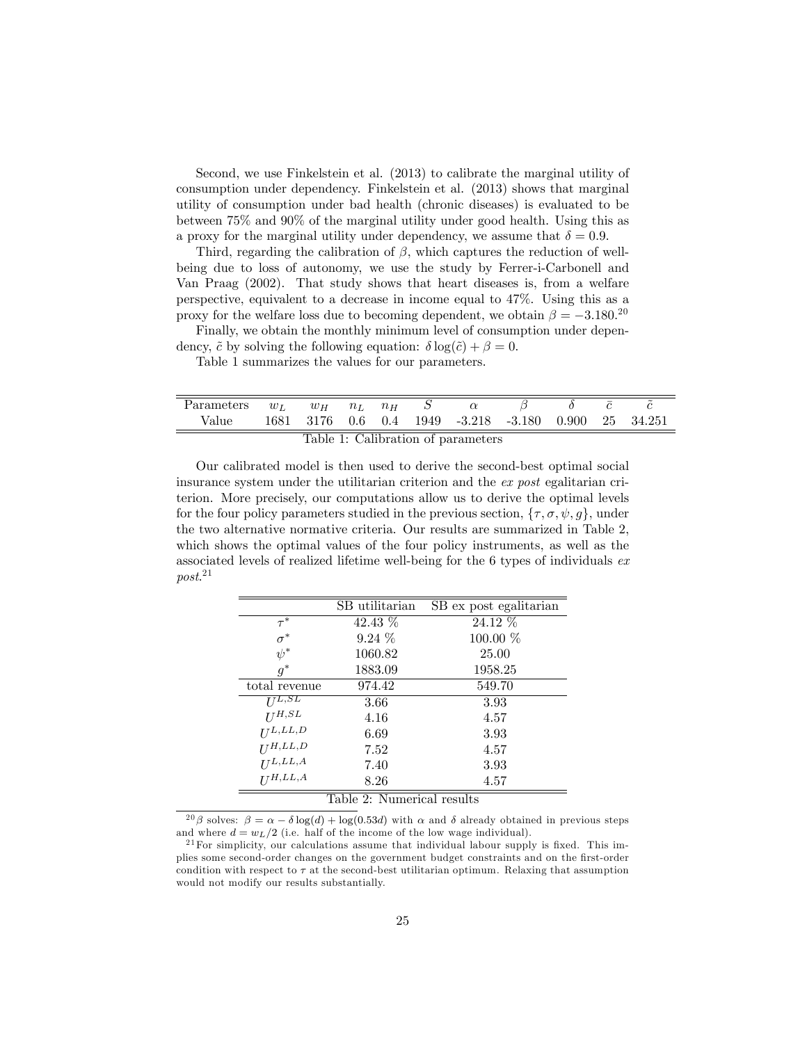Second, we use Finkelstein et al. (2013) to calibrate the marginal utility of consumption under dependency. Finkelstein et al. (2013) shows that marginal utility of consumption under bad health (chronic diseases) is evaluated to be between 75% and 90% of the marginal utility under good health. Using this as a proxy for the marginal utility under dependency, we assume that $\delta = 0.9$.

Third, regarding the calibration of $\beta$, which captures the reduction of well-being due to loss of autonomy, we use the study by Ferrer-i-Carbonell and Van Praag (2002). That study shows that heart diseases is, from a welfare perspective, equivalent to a decrease in income equal to 47%. Using this as a proxy for the welfare loss due to becoming dependent, we obtain $\beta = -3.180$.[20]

Finally, we obtain the monthly minimum level of consumption under dependency, $\tilde{c}$ by solving the following equation: $\delta \log(\tilde{c}) + \beta = 0$.

Table 1 summarizes the values for our parameters.

| Parameters | $w_L$ | $w_H$ | $n_L$ | $n_H$ | $S$ | $\alpha$ | $\beta$ | $\delta$ | $\bar{c}$ | $\tilde{c}$ |
|---|---|---|---|---|---|---|---|---|---|---|
| Value | 1681 | 3176 | 0.6 | 0.4 | 1949 | -3.218 | -3.180 | 0.900 | 25 | 34.251 |

Table 1: Calibration of parameters

Our calibrated model is then used to derive the second-best optimal social insurance system under the utilitarian criterion and the *ex post* egalitarian criterion. More precisely, our computations allow us to derive the optimal levels for the four policy parameters studied in the previous section, $\{\tau, \sigma, \psi, g\}$, under the two alternative normative criteria. Our results are summarized in Table 2, which shows the optimal values of the four policy instruments, as well as the associated levels of realized lifetime well-being for the 6 types of individuals *ex post*.[21]

| | SB utilitarian | SB ex post egalitarian |
|---|---|---|
| $\tau^*$ | 42.43 % | 24.12 % |
| $\sigma^*$ | 9.24 % | 100.00 % |
| $\psi^*$ | 1060.82 | 25.00 |
| $g^*$ | 1883.09 | 1958.25 |
| total revenue | 974.42 | 549.70 |
| $U^{L,SL}$ | 3.66 | 3.93 |
| $U^{H,SL}$ | 4.16 | 4.57 |
| $U^{L,LL,D}$ | 6.69 | 3.93 |
| $U^{H,LL,D}$ | 7.52 | 4.57 |
| $U^{L,LL,A}$ | 7.40 | 3.93 |
| $U^{H,LL,A}$ | 8.26 | 4.57 |

Table 2: Numerical results

[20] $\beta$ solves: $\beta = \alpha - \delta \log(d) + \log(0.53d)$ with $\alpha$ and $\delta$ already obtained in previous steps and where $d = w_L/2$ (i.e. half of the income of the low wage individual).

[21] For simplicity, our calculations assume that individual labour supply is fixed. This implies some second-order changes on the government budget constraints and on the first-order condition with respect to $\tau$ at the second-best utilitarian optimum. Relaxing that assumption would not modify our results substantially.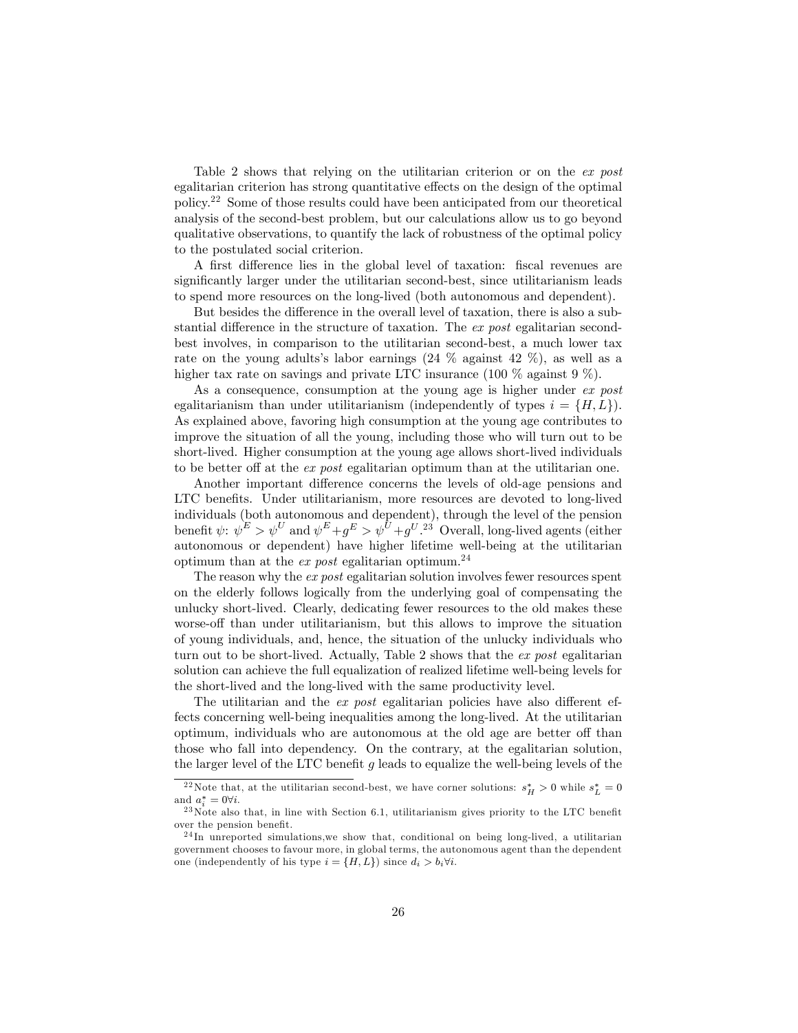Table 2 shows that relying on the utilitarian criterion or on the *ex post* egalitarian criterion has strong quantitative effects on the design of the optimal policy.[22] Some of those results could have been anticipated from our theoretical analysis of the second-best problem, but our calculations allow us to go beyond qualitative observations, to quantify the lack of robustness of the optimal policy to the postulated social criterion.

A first difference lies in the global level of taxation: fiscal revenues are significantly larger under the utilitarian second-best, since utilitarianism leads to spend more resources on the long-lived (both autonomous and dependent).

But besides the difference in the overall level of taxation, there is also a substantial difference in the structure of taxation. The *ex post* egalitarian second-best involves, in comparison to the utilitarian second-best, a much lower tax rate on the young adults's labor earnings (24 % against 42 %), as well as a higher tax rate on savings and private LTC insurance (100 % against 9 %).

As a consequence, consumption at the young age is higher under *ex post* egalitarianism than under utilitarianism (independently of types $i = \{H, L\}$). As explained above, favoring high consumption at the young age contributes to improve the situation of all the young, including those who will turn out to be short-lived. Higher consumption at the young age allows short-lived individuals to be better off at the *ex post* egalitarian optimum than at the utilitarian one.

Another important difference concerns the levels of old-age pensions and LTC benefits. Under utilitarianism, more resources are devoted to long-lived individuals (both autonomous and dependent), through the level of the pension benefit $\psi$: $\psi^E > \psi^U$ and $\psi^E + g^E > \psi^U + g^U$.[23] Overall, long-lived agents (either autonomous or dependent) have higher lifetime well-being at the utilitarian optimum than at the *ex post* egalitarian optimum.[24]

The reason why the *ex post* egalitarian solution involves fewer resources spent on the elderly follows logically from the underlying goal of compensating the unlucky short-lived. Clearly, dedicating fewer resources to the old makes these worse-off than under utilitarianism, but this allows to improve the situation of young individuals, and, hence, the situation of the unlucky individuals who turn out to be short-lived. Actually, Table 2 shows that the *ex post* egalitarian solution can achieve the full equalization of realized lifetime well-being levels for the short-lived and the long-lived with the same productivity level.

The utilitarian and the *ex post* egalitarian policies have also different effects concerning well-being inequalities among the long-lived. At the utilitarian optimum, individuals who are autonomous at the old age are better off than those who fall into dependency. On the contrary, at the egalitarian solution, the larger level of the LTC benefit $g$ leads to equalize the well-being levels of the

[22] Note that, at the utilitarian second-best, we have corner solutions: $s_H^* > 0$ while $s_L^* = 0$ and $a_i^* = 0 \forall i$.

[23] Note also that, in line with Section 6.1, utilitarianism gives priority to the LTC benefit over the pension benefit.

[24] In unreported simulations, we show that, conditional on being long-lived, a utilitarian government chooses to favour more, in global terms, the autonomous agent than the dependent one (independently of his type $i = \{H, L\}$) since $d_i > b_i \forall i$.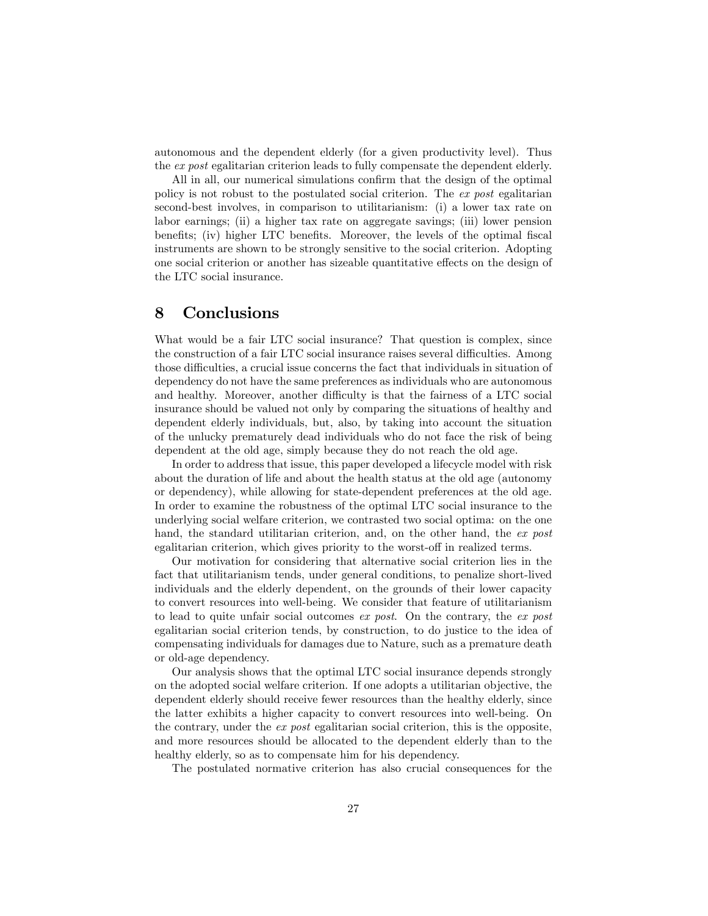autonomous and the dependent elderly (for a given productivity level). Thus the *ex post* egalitarian criterion leads to fully compensate the dependent elderly.

All in all, our numerical simulations confirm that the design of the optimal policy is not robust to the postulated social criterion. The *ex post* egalitarian second-best involves, in comparison to utilitarianism: (i) a lower tax rate on labor earnings; (ii) a higher tax rate on aggregate savings; (iii) lower pension benefits; (iv) higher LTC benefits. Moreover, the levels of the optimal fiscal instruments are shown to be strongly sensitive to the social criterion. Adopting one social criterion or another has sizeable quantitative effects on the design of the LTC social insurance.

# 8 Conclusions

What would be a fair LTC social insurance? That question is complex, since the construction of a fair LTC social insurance raises several difficulties. Among those difficulties, a crucial issue concerns the fact that individuals in situation of dependency do not have the same preferences as individuals who are autonomous and healthy. Moreover, another difficulty is that the fairness of a LTC social insurance should be valued not only by comparing the situations of healthy and dependent elderly individuals, but, also, by taking into account the situation of the unlucky prematurely dead individuals who do not face the risk of being dependent at the old age, simply because they do not reach the old age.

In order to address that issue, this paper developed a lifecycle model with risk about the duration of life and about the health status at the old age (autonomy or dependency), while allowing for state-dependent preferences at the old age. In order to examine the robustness of the optimal LTC social insurance to the underlying social welfare criterion, we contrasted two social optima: on the one hand, the standard utilitarian criterion, and, on the other hand, the *ex post* egalitarian criterion, which gives priority to the worst-off in realized terms.

Our motivation for considering that alternative social criterion lies in the fact that utilitarianism tends, under general conditions, to penalize short-lived individuals and the elderly dependent, on the grounds of their lower capacity to convert resources into well-being. We consider that feature of utilitarianism to lead to quite unfair social outcomes *ex post*. On the contrary, the *ex post* egalitarian social criterion tends, by construction, to do justice to the idea of compensating individuals for damages due to Nature, such as a premature death or old-age dependency.

Our analysis shows that the optimal LTC social insurance depends strongly on the adopted social welfare criterion. If one adopts a utilitarian objective, the dependent elderly should receive fewer resources than the healthy elderly, since the latter exhibits a higher capacity to convert resources into well-being. On the contrary, under the *ex post* egalitarian social criterion, this is the opposite, and more resources should be allocated to the dependent elderly than to the healthy elderly, so as to compensate him for his dependency.

The postulated normative criterion has also crucial consequences for the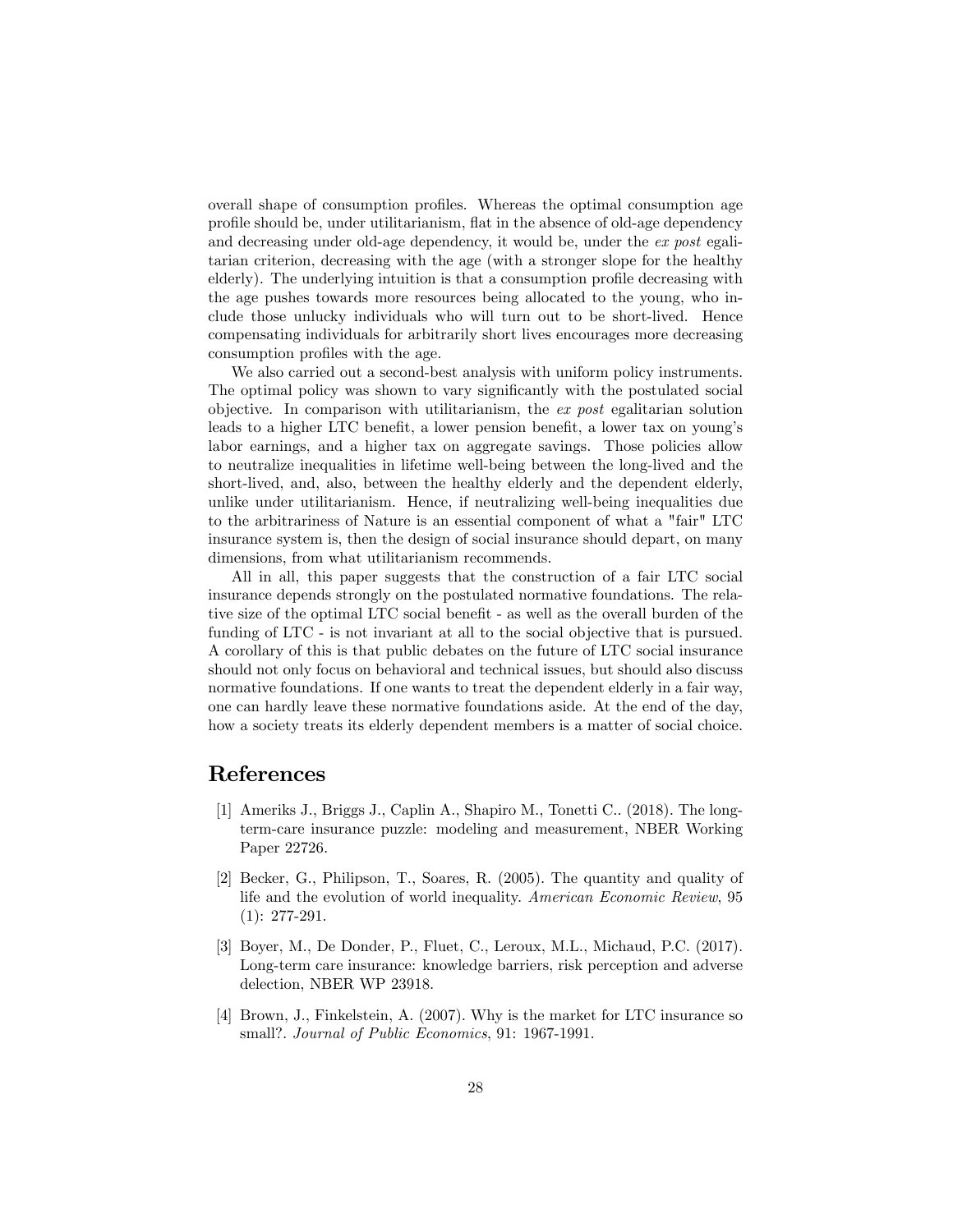overall shape of consumption profiles. Whereas the optimal consumption age profile should be, under utilitarianism, flat in the absence of old-age dependency and decreasing under old-age dependency, it would be, under the *ex post* egalitarian criterion, decreasing with the age (with a stronger slope for the healthy elderly). The underlying intuition is that a consumption profile decreasing with the age pushes towards more resources being allocated to the young, who include those unlucky individuals who will turn out to be short-lived. Hence compensating individuals for arbitrarily short lives encourages more decreasing consumption profiles with the age.

We also carried out a second-best analysis with uniform policy instruments. The optimal policy was shown to vary significantly with the postulated social objective. In comparison with utilitarianism, the *ex post* egalitarian solution leads to a higher LTC benefit, a lower pension benefit, a lower tax on young's labor earnings, and a higher tax on aggregate savings. Those policies allow to neutralize inequalities in lifetime well-being between the long-lived and the short-lived, and, also, between the healthy elderly and the dependent elderly, unlike under utilitarianism. Hence, if neutralizing well-being inequalities due to the arbitrariness of Nature is an essential component of what a "fair" LTC insurance system is, then the design of social insurance should depart, on many dimensions, from what utilitarianism recommends.

All in all, this paper suggests that the construction of a fair LTC social insurance depends strongly on the postulated normative foundations. The relative size of the optimal LTC social benefit - as well as the overall burden of the funding of LTC - is not invariant at all to the social objective that is pursued. A corollary of this is that public debates on the future of LTC social insurance should not only focus on behavioral and technical issues, but should also discuss normative foundations. If one wants to treat the dependent elderly in a fair way, one can hardly leave these normative foundations aside. At the end of the day, how a society treats its elderly dependent members is a matter of social choice.

# References

[1] Ameriks J., Briggs J., Caplin A., Shapiro M., Tonetti C.. (2018). The long-term-care insurance puzzle: modeling and measurement, NBER Working Paper 22726.

[2] Becker, G., Philipson, T., Soares, R. (2005). The quantity and quality of life and the evolution of world inequality. *American Economic Review*, 95 (1): 277-291.

[3] Boyer, M., De Donder, P., Fluet, C., Leroux, M.L., Michaud, P.C. (2017). Long-term care insurance: knowledge barriers, risk perception and adverse delection, NBER WP 23918.

[4] Brown, J., Finkelstein, A. (2007). Why is the market for LTC insurance so small?. *Journal of Public Economics*, 91: 1967-1991.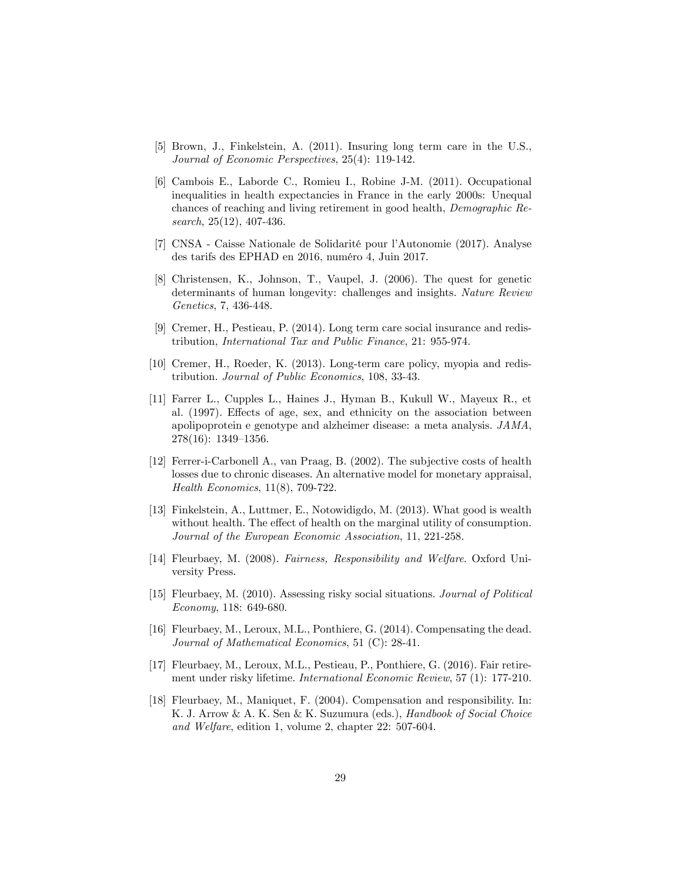[5] Brown, J., Finkelstein, A. (2011). Insuring long term care in the U.S., *Journal of Economic Perspectives*, 25(4): 119-142.

[6] Cambois E., Laborde C., Romieu I., Robine J-M. (2011). Occupational inequalities in health expectancies in France in the early 2000s: Unequal chances of reaching and living retirement in good health, *Demographic Research*, 25(12), 407-436.

[7] CNSA - Caisse Nationale de Solidarité pour l'Autonomie (2017). Analyse des tarifs des EPHAD en 2016, numéro 4, Juin 2017.

[8] Christensen, K., Johnson, T., Vaupel, J. (2006). The quest for genetic determinants of human longevity: challenges and insights. *Nature Review Genetics*, 7, 436-448.

[9] Cremer, H., Pestieau, P. (2014). Long term care social insurance and redistribution, *International Tax and Public Finance*, 21: 955-974.

[10] Cremer, H., Roeder, K. (2013). Long-term care policy, myopia and redistribution. *Journal of Public Economics*, 108, 33-43.

[11] Farrer L., Cupples L., Haines J., Hyman B., Kukull W., Mayeux R., et al. (1997). Effects of age, sex, and ethnicity on the association between apolipoprotein e genotype and alzheimer disease: a meta analysis. *JAMA*, 278(16): 1349–1356.

[12] Ferrer-i-Carbonell A., van Praag, B. (2002). The subjective costs of health losses due to chronic diseases. An alternative model for monetary appraisal, *Health Economics*, 11(8), 709-722.

[13] Finkelstein, A., Luttmer, E., Notowidigdo, M. (2013). What good is wealth without health. The effect of health on the marginal utility of consumption. *Journal of the European Economic Association*, 11, 221-258.

[14] Fleurbaey, M. (2008). *Fairness, Responsibility and Welfare*. Oxford University Press.

[15] Fleurbaey, M. (2010). Assessing risky social situations. *Journal of Political Economy*, 118: 649-680.

[16] Fleurbaey, M., Leroux, M.L., Ponthiere, G. (2014). Compensating the dead. *Journal of Mathematical Economics*, 51 (C): 28-41.

[17] Fleurbaey, M., Leroux, M.L., Pestieau, P., Ponthiere, G. (2016). Fair retirement under risky lifetime. *International Economic Review*, 57 (1): 177-210.

[18] Fleurbaey, M., Maniquet, F. (2004). Compensation and responsibility. In: K. J. Arrow & A. K. Sen & K. Suzumura (eds.), *Handbook of Social Choice and Welfare*, edition 1, volume 2, chapter 22: 507-604.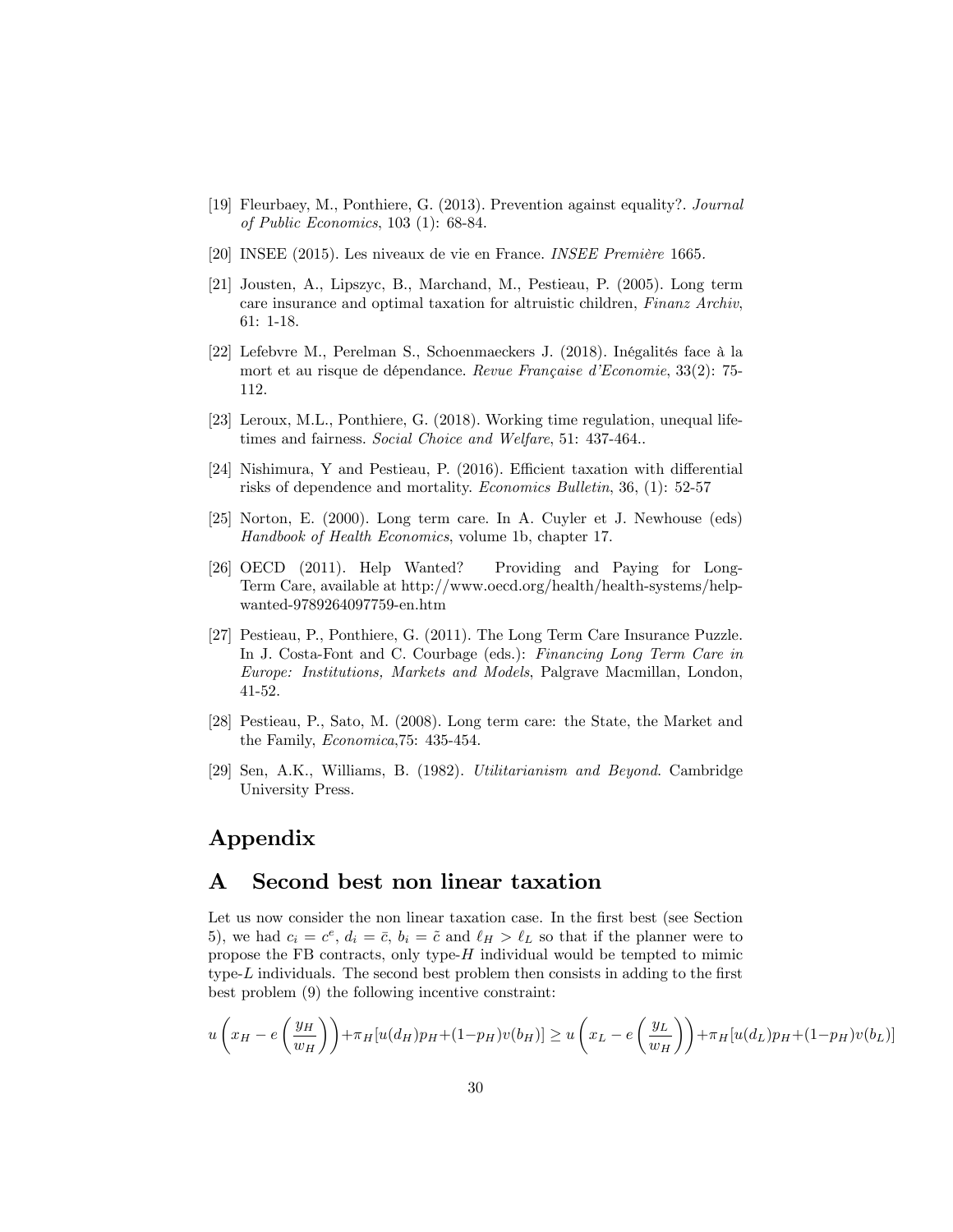[19] Fleurbaey, M., Ponthiere, G. (2013). Prevention against equality?. *Journal of Public Economics*, 103 (1): 68-84.

[20] INSEE (2015). Les niveaux de vie en France. *INSEE Première* 1665.

[21] Jousten, A., Lipszyc, B., Marchand, M., Pestieau, P. (2005). Long term care insurance and optimal taxation for altruistic children, *Finanz Archiv*, 61: 1-18.

[22] Lefebvre M., Perelman S., Schoenmaeckers J. (2018). Inégalités face à la mort et au risque de dépendance. *Revue Française d'Economie*, 33(2): 75-112.

[23] Leroux, M.L., Ponthiere, G. (2018). Working time regulation, unequal lifetimes and fairness. *Social Choice and Welfare*, 51: 437-464..

[24] Nishimura, Y and Pestieau, P. (2016). Efficient taxation with differential risks of dependence and mortality. *Economics Bulletin*, 36, (1): 52-57

[25] Norton, E. (2000). Long term care. In A. Cuyler et J. Newhouse (eds) *Handbook of Health Economics*, volume 1b, chapter 17.

[26] OECD (2011). Help Wanted? Providing and Paying for Long-Term Care, available at http://www.oecd.org/health/health-systems/help-wanted-9789264097759-en.htm

[27] Pestieau, P., Ponthiere, G. (2011). The Long Term Care Insurance Puzzle. In J. Costa-Font and C. Courbage (eds.): *Financing Long Term Care in Europe: Institutions, Markets and Models*, Palgrave Macmillan, London, 41-52.

[28] Pestieau, P., Sato, M. (2008). Long term care: the State, the Market and the Family, *Economica*,75: 435-454.

[29] Sen, A.K., Williams, B. (1982). *Utilitarianism and Beyond*. Cambridge University Press.

# Appendix

## A Second best non linear taxation

Let us now consider the non linear taxation case. In the first best (see Section 5), we had $c_i = c^e$, $d_i = \bar{c}$, $b_i = \tilde{c}$ and $\ell_H > \ell_L$ so that if the planner were to propose the FB contracts, only type-$H$ individual would be tempted to mimic type-$L$ individuals. The second best problem then consists in adding to the first best problem (9) the following incentive constraint:

$$u\left(x_H - e\left(\frac{y_H}{w_H}\right)\right) + \pi_H[u(d_H)p_H + (1-p_H)v(b_H)] \geq u\left(x_L - e\left(\frac{y_L}{w_H}\right)\right) + \pi_H[u(d_L)p_H + (1-p_H)v(b_L)]$$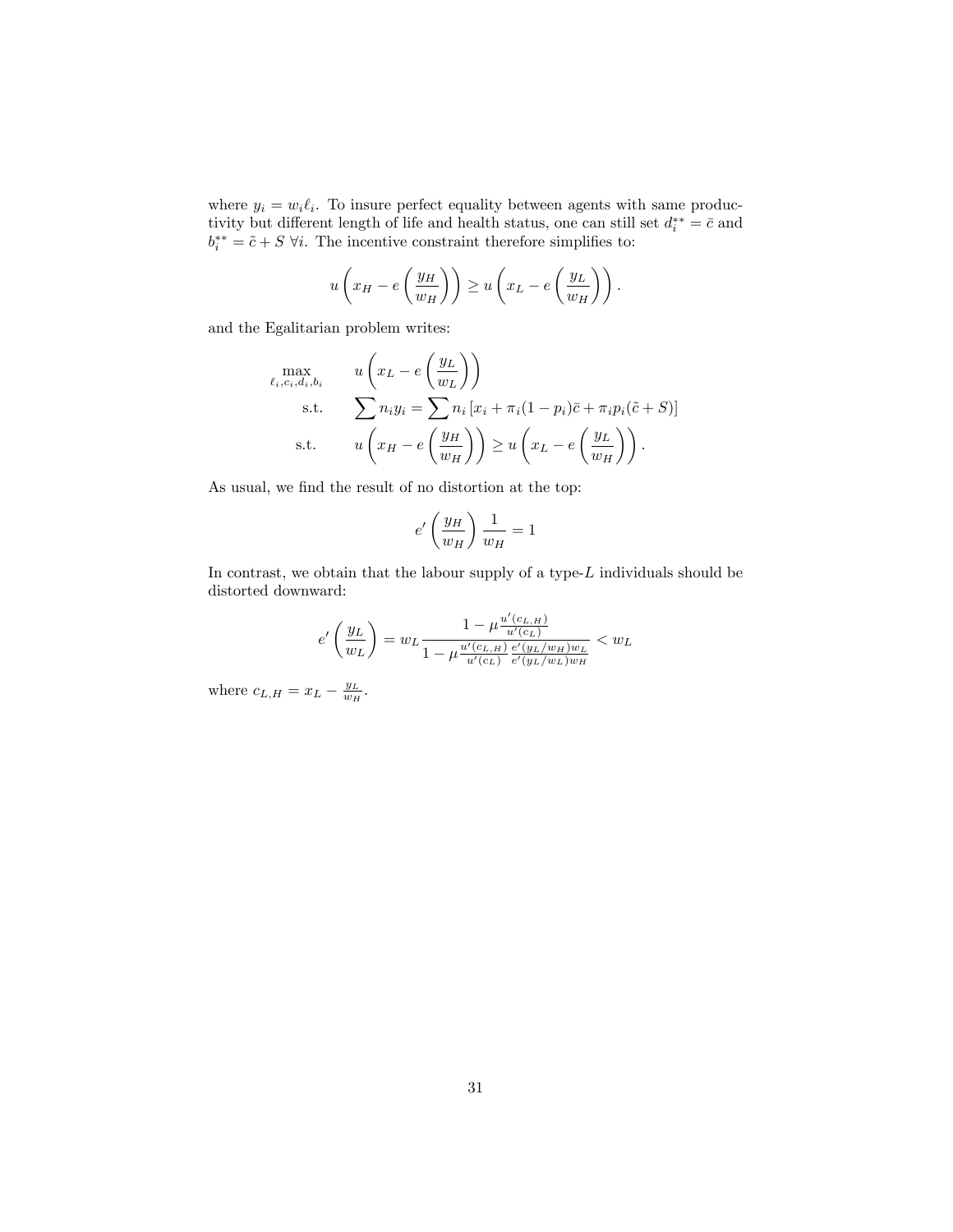where $y_i = w_i \ell_i$. To insure perfect equality between agents with same productivity but different length of life and health status, one can still set $d_i^{**} = \bar{c}$ and $b_i^{**} = \tilde{c} + S \; \forall i$. The incentive constraint therefore simplifies to:

$$u\left(x_H - e\left(\frac{y_H}{w_H}\right)\right) \geq u\left(x_L - e\left(\frac{y_L}{w_H}\right)\right).$$

and the Egalitarian problem writes:

$$\begin{aligned}
\max_{\ell_i, c_i, d_i, b_i} \quad & u\left(x_L - e\left(\frac{y_L}{w_L}\right)\right) \\
\text{s.t.} \quad & \sum n_i y_i = \sum n_i \left[x_i + \pi_i(1-p_i)\bar{c} + \pi_i p_i(\tilde{c} + S)\right] \\
\text{s.t.} \quad & u\left(x_H - e\left(\frac{y_H}{w_H}\right)\right) \geq u\left(x_L - e\left(\frac{y_L}{w_H}\right)\right).
\end{aligned}$$

As usual, we find the result of no distortion at the top:

$$e'\left(\frac{y_H}{w_H}\right)\frac{1}{w_H} = 1$$

In contrast, we obtain that the labour supply of a type-$L$ individuals should be distorted downward:

$$e'\left(\frac{y_L}{w_L}\right) = w_L \frac{1 - \mu \frac{u'(c_{L,H})}{u'(c_L)}}{1 - \mu \frac{u'(c_{L,H})}{u'(c_L)} \frac{e'(y_L/w_H) w_L}{e'(y_L/w_L) w_H}} < w_L$$

where $c_{L,H} = x_L - \frac{y_L}{w_H}$.